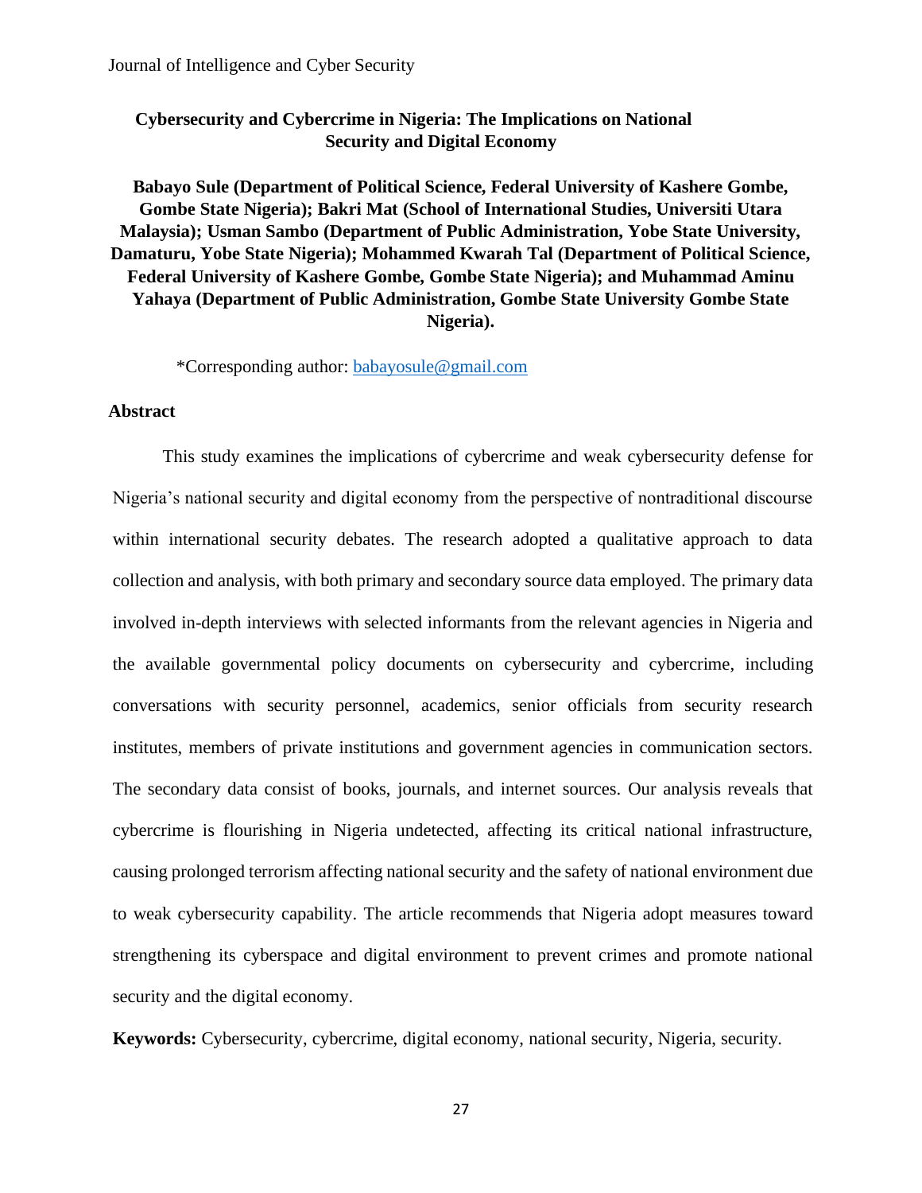# Cybersecurity and Cybercrime in Nigeria: The Implications on National Security and Digital Economy

**Babayo Sule (Department of Political Science, Federal University of Kashere Gombe, Gombe State Nigeria); Bakri Mat (School of International Studies, Universiti Utara Malaysia); Usman Sambo (Department of Public Administration, Yobe State University, Damaturu, Yobe State Nigeria); Mohammed Kwarah Tal (Department of Political Science, Federal University of Kashere Gombe, Gombe State Nigeria); and Muhammad Aminu Yahaya (Department of Public Administration, Gombe State University Gombe State Nigeria).**

*Corresponding author: babayosule@gmail.com

## Abstract

This study examines the implications of cybercrime and weak cybersecurity defense for Nigeria's national security and digital economy from the perspective of nontraditional discourse within international security debates. The research adopted a qualitative approach to data collection and analysis, with both primary and secondary source data employed. The primary data involved in-depth interviews with selected informants from the relevant agencies in Nigeria and the available governmental policy documents on cybersecurity and cybercrime, including conversations with security personnel, academics, senior officials from security research institutes, members of private institutions and government agencies in communication sectors. The secondary data consist of books, journals, and internet sources. Our analysis reveals that cybercrime is flourishing in Nigeria undetected, affecting its critical national infrastructure, causing prolonged terrorism affecting national security and the safety of national environment due to weak cybersecurity capability. The article recommends that Nigeria adopt measures toward strengthening its cyberspace and digital environment to prevent crimes and promote national security and the digital economy.

**Keywords:** Cybersecurity, cybercrime, digital economy, national security, Nigeria, security.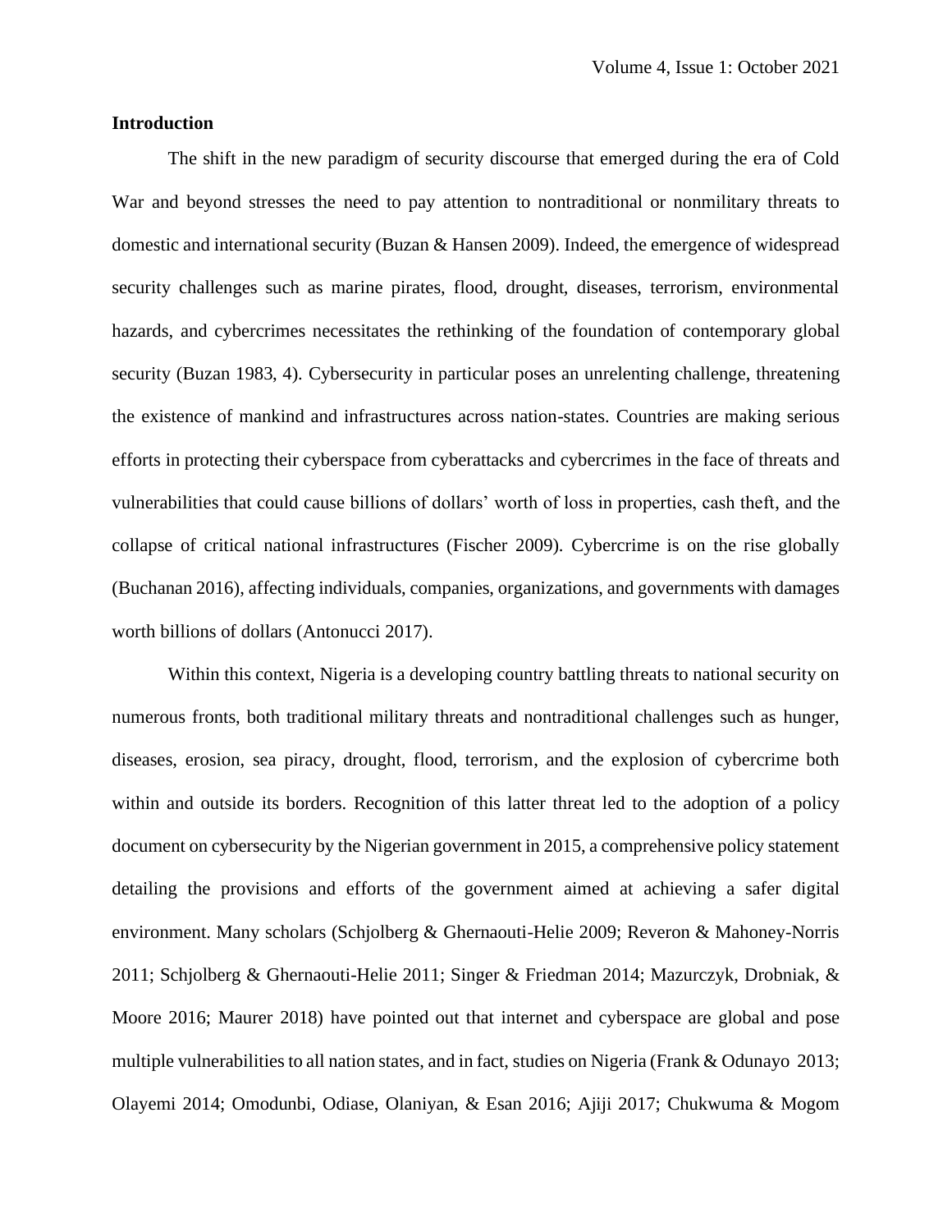## Introduction

The shift in the new paradigm of security discourse that emerged during the era of Cold War and beyond stresses the need to pay attention to nontraditional or nonmilitary threats to domestic and international security (Buzan & Hansen 2009). Indeed, the emergence of widespread security challenges such as marine pirates, flood, drought, diseases, terrorism, environmental hazards, and cybercrimes necessitates the rethinking of the foundation of contemporary global security (Buzan 1983, 4). Cybersecurity in particular poses an unrelenting challenge, threatening the existence of mankind and infrastructures across nation-states. Countries are making serious efforts in protecting their cyberspace from cyberattacks and cybercrimes in the face of threats and vulnerabilities that could cause billions of dollars' worth of loss in properties, cash theft, and the collapse of critical national infrastructures (Fischer 2009). Cybercrime is on the rise globally (Buchanan 2016), affecting individuals, companies, organizations, and governments with damages worth billions of dollars (Antonucci 2017).

Within this context, Nigeria is a developing country battling threats to national security on numerous fronts, both traditional military threats and nontraditional challenges such as hunger, diseases, erosion, sea piracy, drought, flood, terrorism, and the explosion of cybercrime both within and outside its borders. Recognition of this latter threat led to the adoption of a policy document on cybersecurity by the Nigerian government in 2015, a comprehensive policy statement detailing the provisions and efforts of the government aimed at achieving a safer digital environment. Many scholars (Schjolberg & Ghernaouti-Helie 2009; Reveron & Mahoney-Norris 2011; Schjolberg & Ghernaouti-Helie 2011; Singer & Friedman 2014; Mazurczyk, Drobniak, & Moore 2016; Maurer 2018) have pointed out that internet and cyberspace are global and pose multiple vulnerabilities to all nation states, and in fact, studies on Nigeria (Frank & Odunayo 2013; Olayemi 2014; Omodunbi, Odiase, Olaniyan, & Esan 2016; Ajiji 2017; Chukwuma & Mogom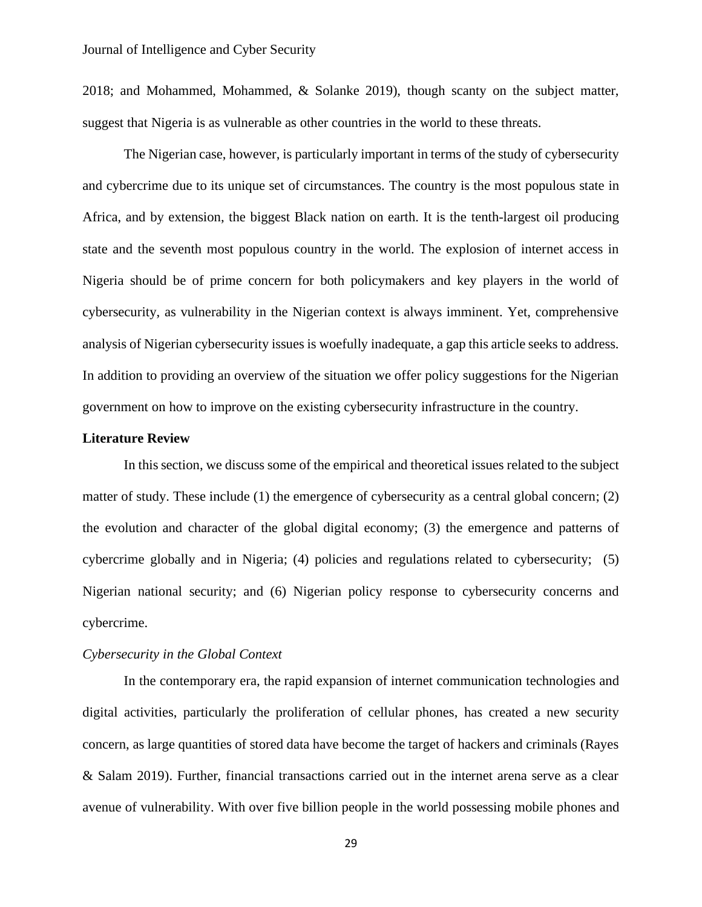2018; and Mohammed, Mohammed, & Solanke 2019), though scanty on the subject matter, suggest that Nigeria is as vulnerable as other countries in the world to these threats.

The Nigerian case, however, is particularly important in terms of the study of cybersecurity and cybercrime due to its unique set of circumstances. The country is the most populous state in Africa, and by extension, the biggest Black nation on earth. It is the tenth-largest oil producing state and the seventh most populous country in the world. The explosion of internet access in Nigeria should be of prime concern for both policymakers and key players in the world of cybersecurity, as vulnerability in the Nigerian context is always imminent. Yet, comprehensive analysis of Nigerian cybersecurity issues is woefully inadequate, a gap this article seeks to address. In addition to providing an overview of the situation we offer policy suggestions for the Nigerian government on how to improve on the existing cybersecurity infrastructure in the country.

## Literature Review

In this section, we discuss some of the empirical and theoretical issues related to the subject matter of study. These include (1) the emergence of cybersecurity as a central global concern; (2) the evolution and character of the global digital economy; (3) the emergence and patterns of cybercrime globally and in Nigeria; (4) policies and regulations related to cybersecurity; (5) Nigerian national security; and (6) Nigerian policy response to cybersecurity concerns and cybercrime.

### *Cybersecurity in the Global Context*

In the contemporary era, the rapid expansion of internet communication technologies and digital activities, particularly the proliferation of cellular phones, has created a new security concern, as large quantities of stored data have become the target of hackers and criminals (Rayes & Salam 2019). Further, financial transactions carried out in the internet arena serve as a clear avenue of vulnerability. With over five billion people in the world possessing mobile phones and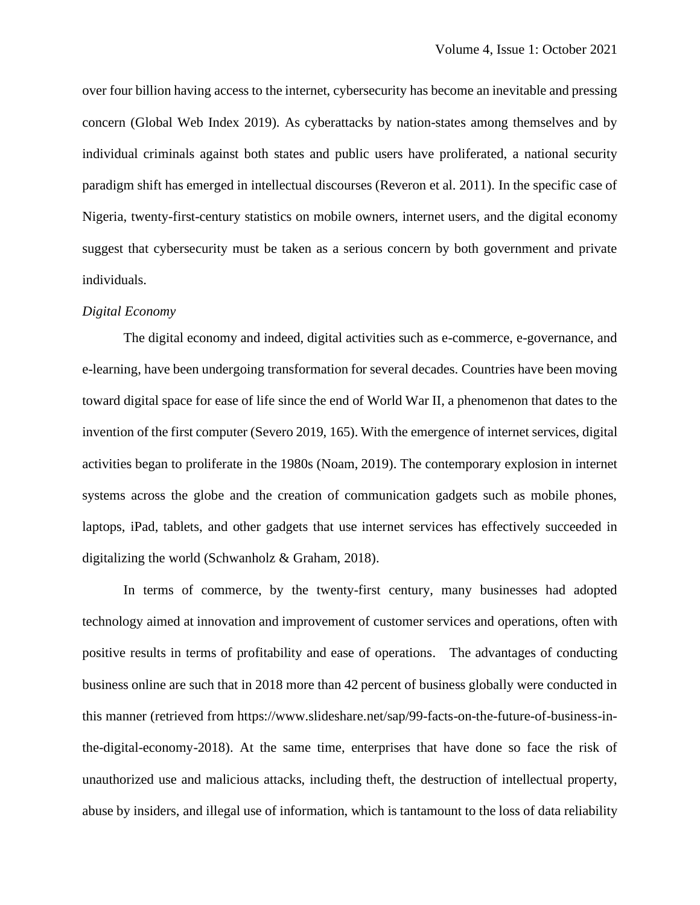over four billion having access to the internet, cybersecurity has become an inevitable and pressing concern (Global Web Index 2019). As cyberattacks by nation-states among themselves and by individual criminals against both states and public users have proliferated, a national security paradigm shift has emerged in intellectual discourses (Reveron et al. 2011). In the specific case of Nigeria, twenty-first-century statistics on mobile owners, internet users, and the digital economy suggest that cybersecurity must be taken as a serious concern by both government and private individuals.

*Digital Economy*

The digital economy and indeed, digital activities such as e-commerce, e-governance, and e-learning, have been undergoing transformation for several decades. Countries have been moving toward digital space for ease of life since the end of World War II, a phenomenon that dates to the invention of the first computer (Severo 2019, 165). With the emergence of internet services, digital activities began to proliferate in the 1980s (Noam, 2019). The contemporary explosion in internet systems across the globe and the creation of communication gadgets such as mobile phones, laptops, iPad, tablets, and other gadgets that use internet services has effectively succeeded in digitalizing the world (Schwanholz & Graham, 2018).

In terms of commerce, by the twenty-first century, many businesses had adopted technology aimed at innovation and improvement of customer services and operations, often with positive results in terms of profitability and ease of operations. The advantages of conducting business online are such that in 2018 more than 42 percent of business globally were conducted in this manner (retrieved from https://www.slideshare.net/sap/99-facts-on-the-future-of-business-in-the-digital-economy-2018). At the same time, enterprises that have done so face the risk of unauthorized use and malicious attacks, including theft, the destruction of intellectual property, abuse by insiders, and illegal use of information, which is tantamount to the loss of data reliability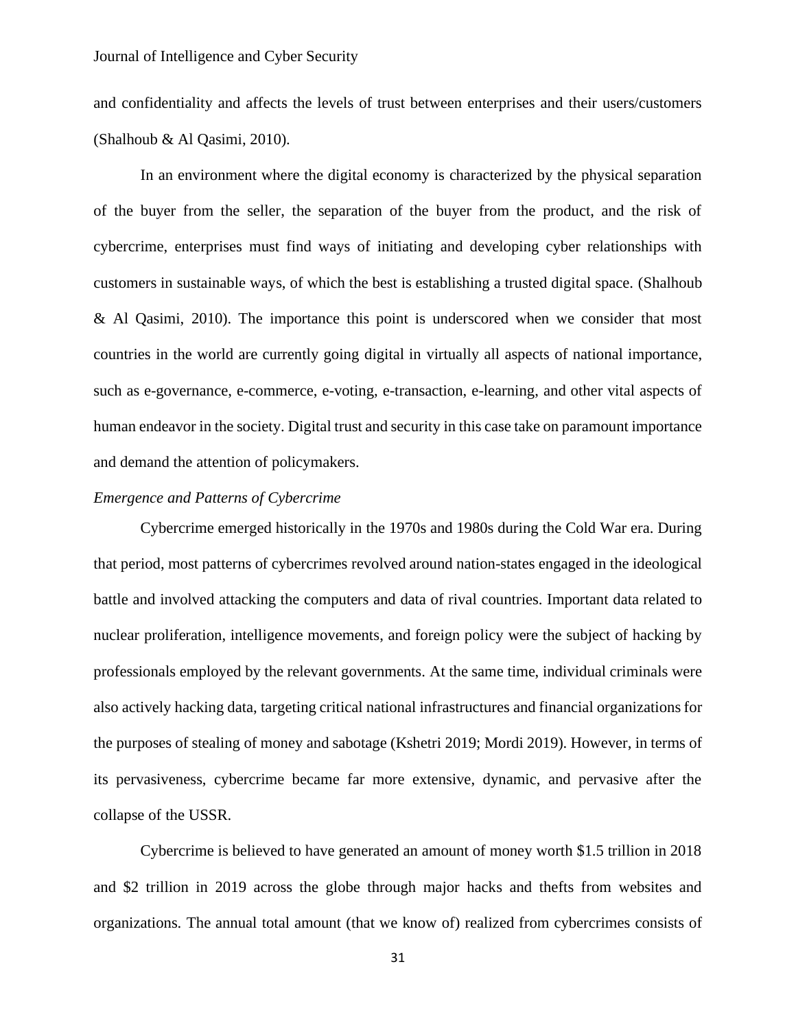and confidentiality and affects the levels of trust between enterprises and their users/customers (Shalhoub & Al Qasimi, 2010).

In an environment where the digital economy is characterized by the physical separation of the buyer from the seller, the separation of the buyer from the product, and the risk of cybercrime, enterprises must find ways of initiating and developing cyber relationships with customers in sustainable ways, of which the best is establishing a trusted digital space. (Shalhoub & Al Qasimi, 2010). The importance this point is underscored when we consider that most countries in the world are currently going digital in virtually all aspects of national importance, such as e-governance, e-commerce, e-voting, e-transaction, e-learning, and other vital aspects of human endeavor in the society. Digital trust and security in this case take on paramount importance and demand the attention of policymakers.

*Emergence and Patterns of Cybercrime*

Cybercrime emerged historically in the 1970s and 1980s during the Cold War era. During that period, most patterns of cybercrimes revolved around nation-states engaged in the ideological battle and involved attacking the computers and data of rival countries. Important data related to nuclear proliferation, intelligence movements, and foreign policy were the subject of hacking by professionals employed by the relevant governments. At the same time, individual criminals were also actively hacking data, targeting critical national infrastructures and financial organizations for the purposes of stealing of money and sabotage (Kshetri 2019; Mordi 2019). However, in terms of its pervasiveness, cybercrime became far more extensive, dynamic, and pervasive after the collapse of the USSR.

Cybercrime is believed to have generated an amount of money worth $1.5 trillion in 2018 and $2 trillion in 2019 across the globe through major hacks and thefts from websites and organizations. The annual total amount (that we know of) realized from cybercrimes consists of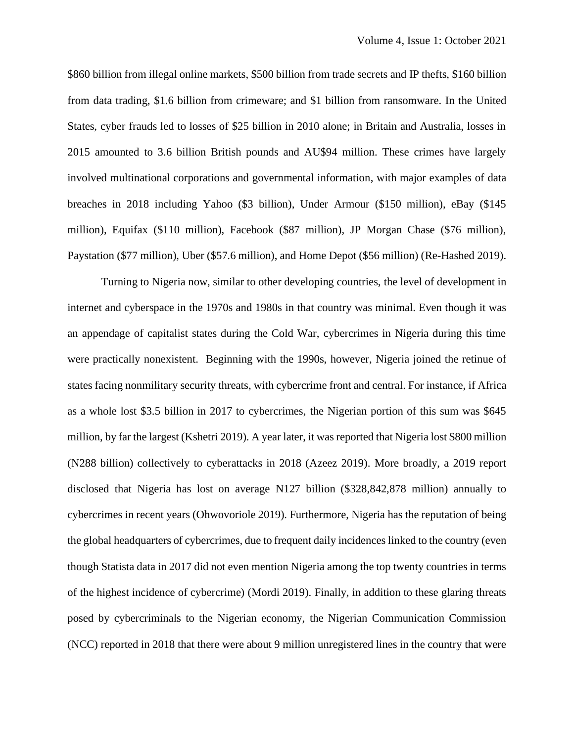$860 billion from illegal online markets, $500 billion from trade secrets and IP thefts, $160 billion from data trading, $1.6 billion from crimeware; and $1 billion from ransomware. In the United States, cyber frauds led to losses of $25 billion in 2010 alone; in Britain and Australia, losses in 2015 amounted to 3.6 billion British pounds and AU$94 million. These crimes have largely involved multinational corporations and governmental information, with major examples of data breaches in 2018 including Yahoo ($3 billion), Under Armour ($150 million), eBay ($145 million), Equifax ($110 million), Facebook ($87 million), JP Morgan Chase ($76 million), Paystation ($77 million), Uber ($57.6 million), and Home Depot ($56 million) (Re-Hashed 2019).

Turning to Nigeria now, similar to other developing countries, the level of development in internet and cyberspace in the 1970s and 1980s in that country was minimal. Even though it was an appendage of capitalist states during the Cold War, cybercrimes in Nigeria during this time were practically nonexistent. Beginning with the 1990s, however, Nigeria joined the retinue of states facing nonmilitary security threats, with cybercrime front and central. For instance, if Africa as a whole lost $3.5 billion in 2017 to cybercrimes, the Nigerian portion of this sum was $645 million, by far the largest (Kshetri 2019). A year later, it was reported that Nigeria lost $800 million (N288 billion) collectively to cyberattacks in 2018 (Azeez 2019). More broadly, a 2019 report disclosed that Nigeria has lost on average N127 billion ($328,842,878 million) annually to cybercrimes in recent years (Ohwovoriole 2019). Furthermore, Nigeria has the reputation of being the global headquarters of cybercrimes, due to frequent daily incidences linked to the country (even though Statista data in 2017 did not even mention Nigeria among the top twenty countries in terms of the highest incidence of cybercrime) (Mordi 2019). Finally, in addition to these glaring threats posed by cybercriminals to the Nigerian economy, the Nigerian Communication Commission (NCC) reported in 2018 that there were about 9 million unregistered lines in the country that were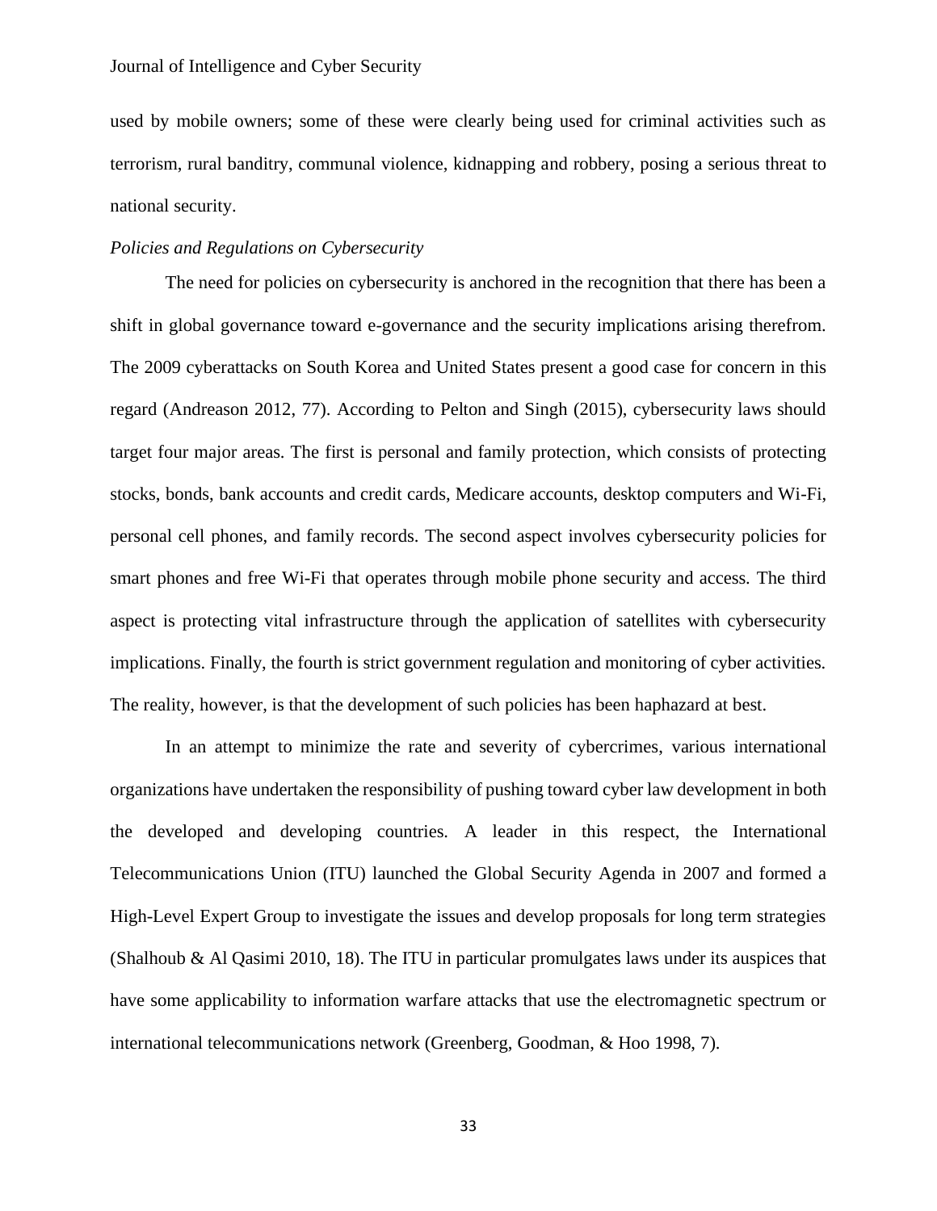used by mobile owners; some of these were clearly being used for criminal activities such as terrorism, rural banditry, communal violence, kidnapping and robbery, posing a serious threat to national security.

*Policies and Regulations on Cybersecurity*

The need for policies on cybersecurity is anchored in the recognition that there has been a shift in global governance toward e-governance and the security implications arising therefrom. The 2009 cyberattacks on South Korea and United States present a good case for concern in this regard (Andreason 2012, 77). According to Pelton and Singh (2015), cybersecurity laws should target four major areas. The first is personal and family protection, which consists of protecting stocks, bonds, bank accounts and credit cards, Medicare accounts, desktop computers and Wi-Fi, personal cell phones, and family records. The second aspect involves cybersecurity policies for smart phones and free Wi-Fi that operates through mobile phone security and access. The third aspect is protecting vital infrastructure through the application of satellites with cybersecurity implications. Finally, the fourth is strict government regulation and monitoring of cyber activities. The reality, however, is that the development of such policies has been haphazard at best.

In an attempt to minimize the rate and severity of cybercrimes, various international organizations have undertaken the responsibility of pushing toward cyber law development in both the developed and developing countries. A leader in this respect, the International Telecommunications Union (ITU) launched the Global Security Agenda in 2007 and formed a High-Level Expert Group to investigate the issues and develop proposals for long term strategies (Shalhoub & Al Qasimi 2010, 18). The ITU in particular promulgates laws under its auspices that have some applicability to information warfare attacks that use the electromagnetic spectrum or international telecommunications network (Greenberg, Goodman, & Hoo 1998, 7).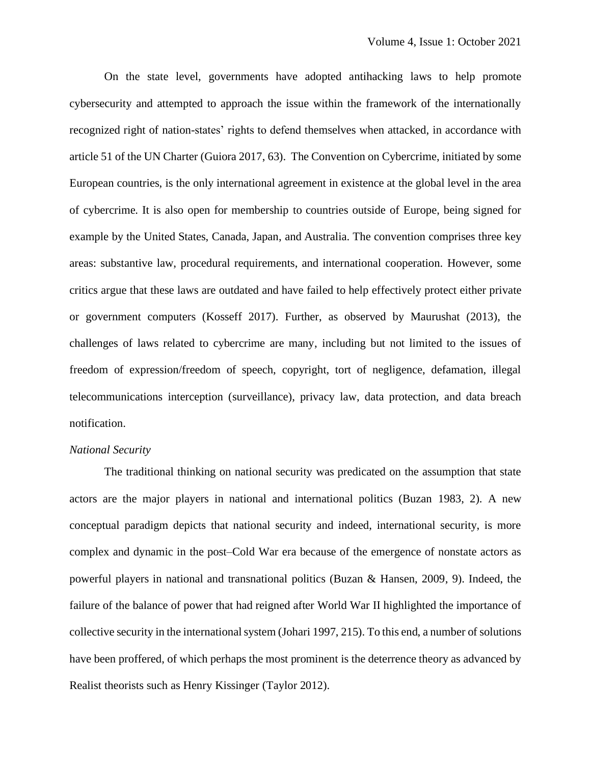On the state level, governments have adopted antihacking laws to help promote cybersecurity and attempted to approach the issue within the framework of the internationally recognized right of nation-states' rights to defend themselves when attacked, in accordance with article 51 of the UN Charter (Guiora 2017, 63). The Convention on Cybercrime, initiated by some European countries, is the only international agreement in existence at the global level in the area of cybercrime. It is also open for membership to countries outside of Europe, being signed for example by the United States, Canada, Japan, and Australia. The convention comprises three key areas: substantive law, procedural requirements, and international cooperation. However, some critics argue that these laws are outdated and have failed to help effectively protect either private or government computers (Kosseff 2017). Further, as observed by Maurushat (2013), the challenges of laws related to cybercrime are many, including but not limited to the issues of freedom of expression/freedom of speech, copyright, tort of negligence, defamation, illegal telecommunications interception (surveillance), privacy law, data protection, and data breach notification.

*National Security*

The traditional thinking on national security was predicated on the assumption that state actors are the major players in national and international politics (Buzan 1983, 2). A new conceptual paradigm depicts that national security and indeed, international security, is more complex and dynamic in the post–Cold War era because of the emergence of nonstate actors as powerful players in national and transnational politics (Buzan & Hansen, 2009, 9). Indeed, the failure of the balance of power that had reigned after World War II highlighted the importance of collective security in the international system (Johari 1997, 215). To this end, a number of solutions have been proffered, of which perhaps the most prominent is the deterrence theory as advanced by Realist theorists such as Henry Kissinger (Taylor 2012).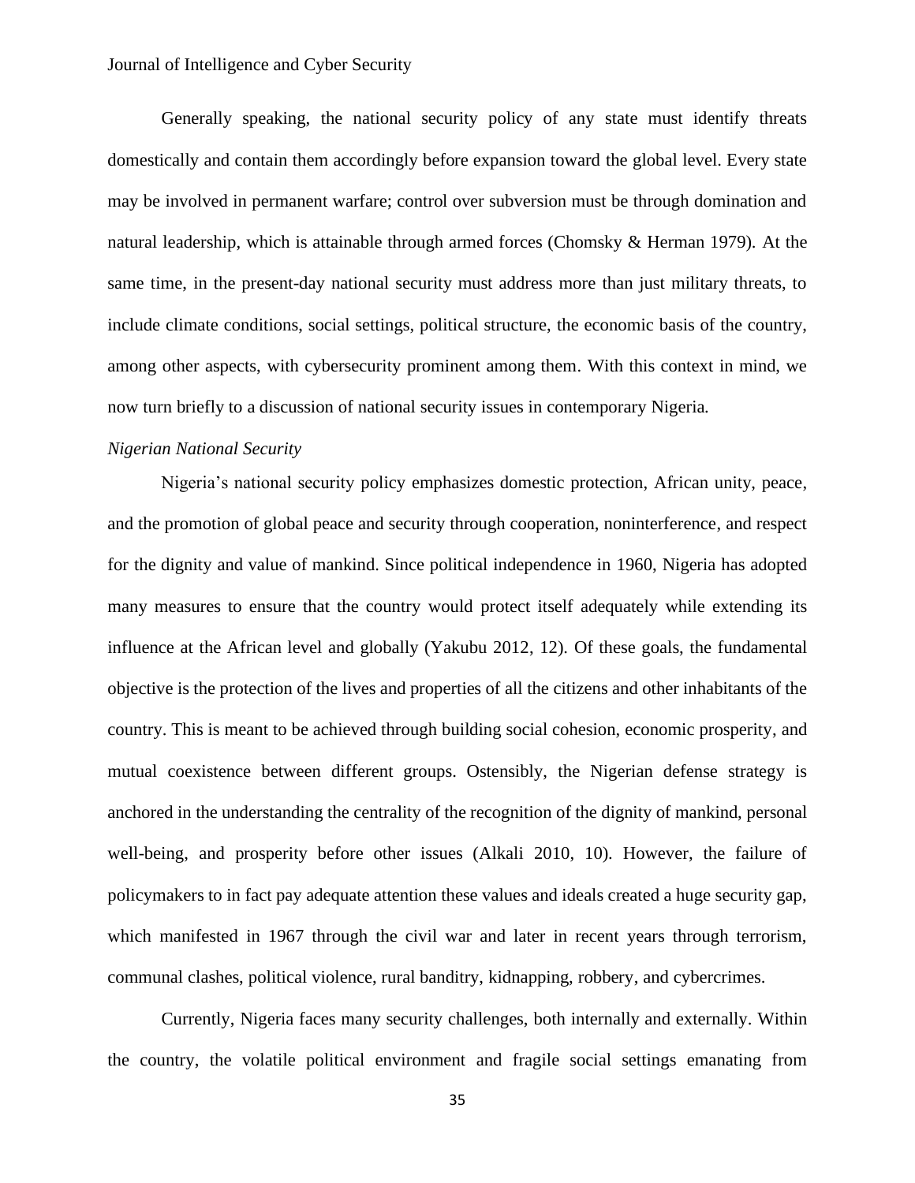Generally speaking, the national security policy of any state must identify threats domestically and contain them accordingly before expansion toward the global level. Every state may be involved in permanent warfare; control over subversion must be through domination and natural leadership, which is attainable through armed forces (Chomsky & Herman 1979). At the same time, in the present-day national security must address more than just military threats, to include climate conditions, social settings, political structure, the economic basis of the country, among other aspects, with cybersecurity prominent among them. With this context in mind, we now turn briefly to a discussion of national security issues in contemporary Nigeria.

*Nigerian National Security*

Nigeria's national security policy emphasizes domestic protection, African unity, peace, and the promotion of global peace and security through cooperation, noninterference, and respect for the dignity and value of mankind. Since political independence in 1960, Nigeria has adopted many measures to ensure that the country would protect itself adequately while extending its influence at the African level and globally (Yakubu 2012, 12). Of these goals, the fundamental objective is the protection of the lives and properties of all the citizens and other inhabitants of the country. This is meant to be achieved through building social cohesion, economic prosperity, and mutual coexistence between different groups. Ostensibly, the Nigerian defense strategy is anchored in the understanding the centrality of the recognition of the dignity of mankind, personal well-being, and prosperity before other issues (Alkali 2010, 10). However, the failure of policymakers to in fact pay adequate attention these values and ideals created a huge security gap, which manifested in 1967 through the civil war and later in recent years through terrorism, communal clashes, political violence, rural banditry, kidnapping, robbery, and cybercrimes.

Currently, Nigeria faces many security challenges, both internally and externally. Within the country, the volatile political environment and fragile social settings emanating from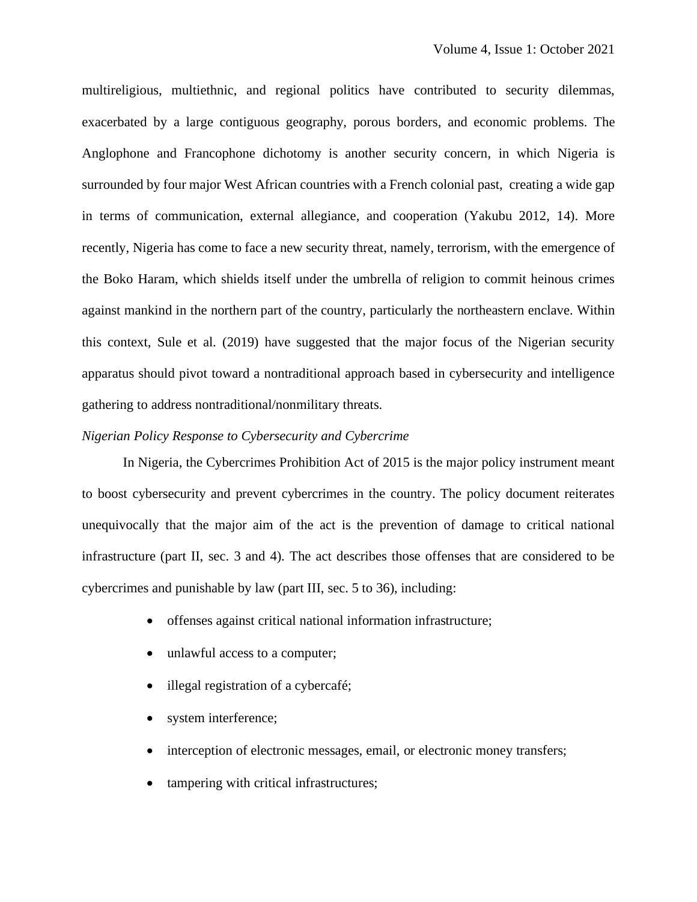multireligious, multiethnic, and regional politics have contributed to security dilemmas, exacerbated by a large contiguous geography, porous borders, and economic problems. The Anglophone and Francophone dichotomy is another security concern, in which Nigeria is surrounded by four major West African countries with a French colonial past, creating a wide gap in terms of communication, external allegiance, and cooperation (Yakubu 2012, 14). More recently, Nigeria has come to face a new security threat, namely, terrorism, with the emergence of the Boko Haram, which shields itself under the umbrella of religion to commit heinous crimes against mankind in the northern part of the country, particularly the northeastern enclave. Within this context, Sule et al. (2019) have suggested that the major focus of the Nigerian security apparatus should pivot toward a nontraditional approach based in cybersecurity and intelligence gathering to address nontraditional/nonmilitary threats.

*Nigerian Policy Response to Cybersecurity and Cybercrime*

In Nigeria, the Cybercrimes Prohibition Act of 2015 is the major policy instrument meant to boost cybersecurity and prevent cybercrimes in the country. The policy document reiterates unequivocally that the major aim of the act is the prevention of damage to critical national infrastructure (part II, sec. 3 and 4). The act describes those offenses that are considered to be cybercrimes and punishable by law (part III, sec. 5 to 36), including:

- offenses against critical national information infrastructure;
- unlawful access to a computer;
- illegal registration of a cybercafé;
- system interference;
- interception of electronic messages, email, or electronic money transfers;
- tampering with critical infrastructures;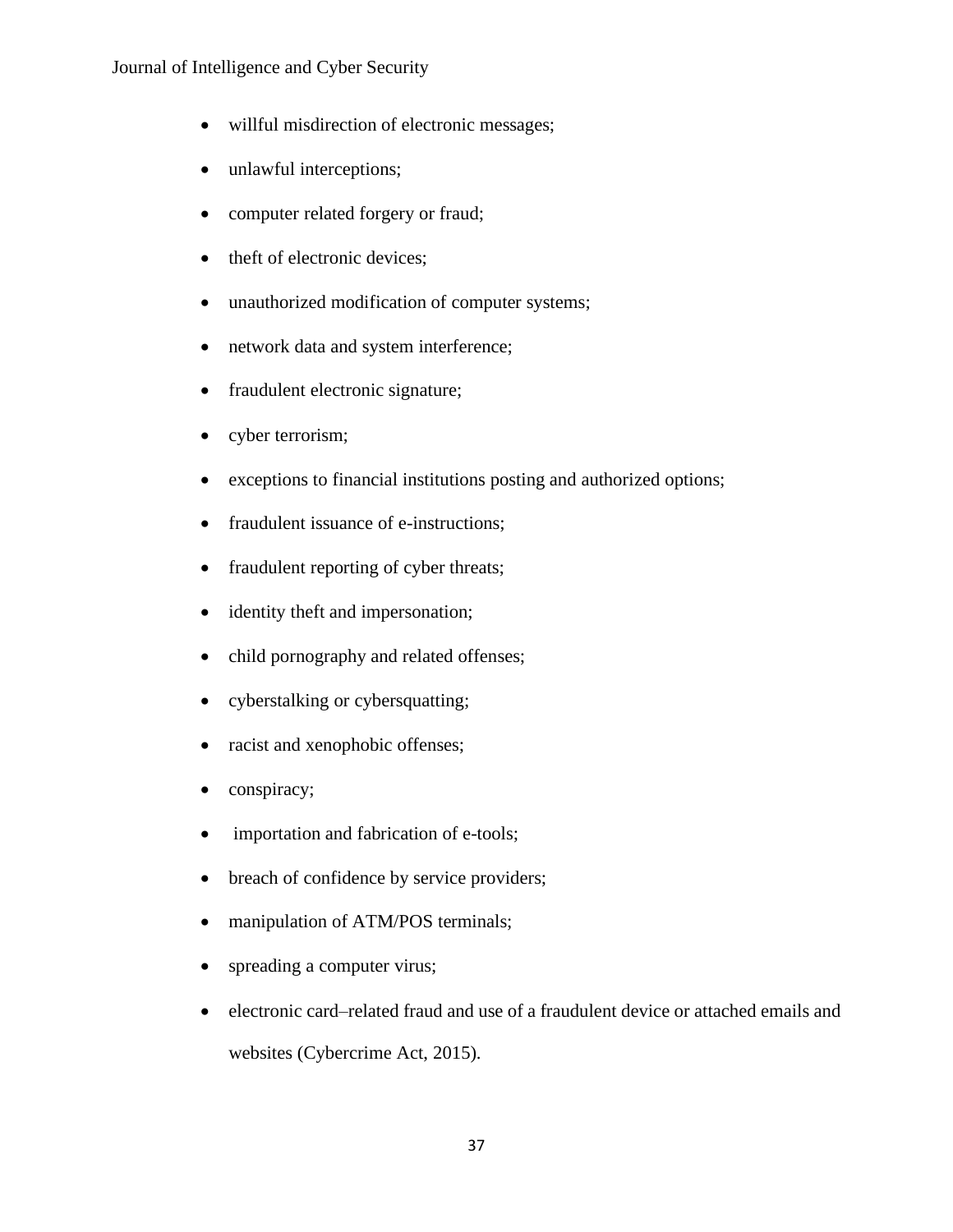- willful misdirection of electronic messages;
- unlawful interceptions;
- computer related forgery or fraud;
- theft of electronic devices;
- unauthorized modification of computer systems;
- network data and system interference;
- fraudulent electronic signature;
- cyber terrorism;
- exceptions to financial institutions posting and authorized options;
- fraudulent issuance of e-instructions;
- fraudulent reporting of cyber threats;
- identity theft and impersonation;
- child pornography and related offenses;
- cyberstalking or cybersquatting;
- racist and xenophobic offenses;
- conspiracy;
- importation and fabrication of e-tools;
- breach of confidence by service providers;
- manipulation of ATM/POS terminals;
- spreading a computer virus;
- electronic card–related fraud and use of a fraudulent device or attached emails and websites (Cybercrime Act, 2015).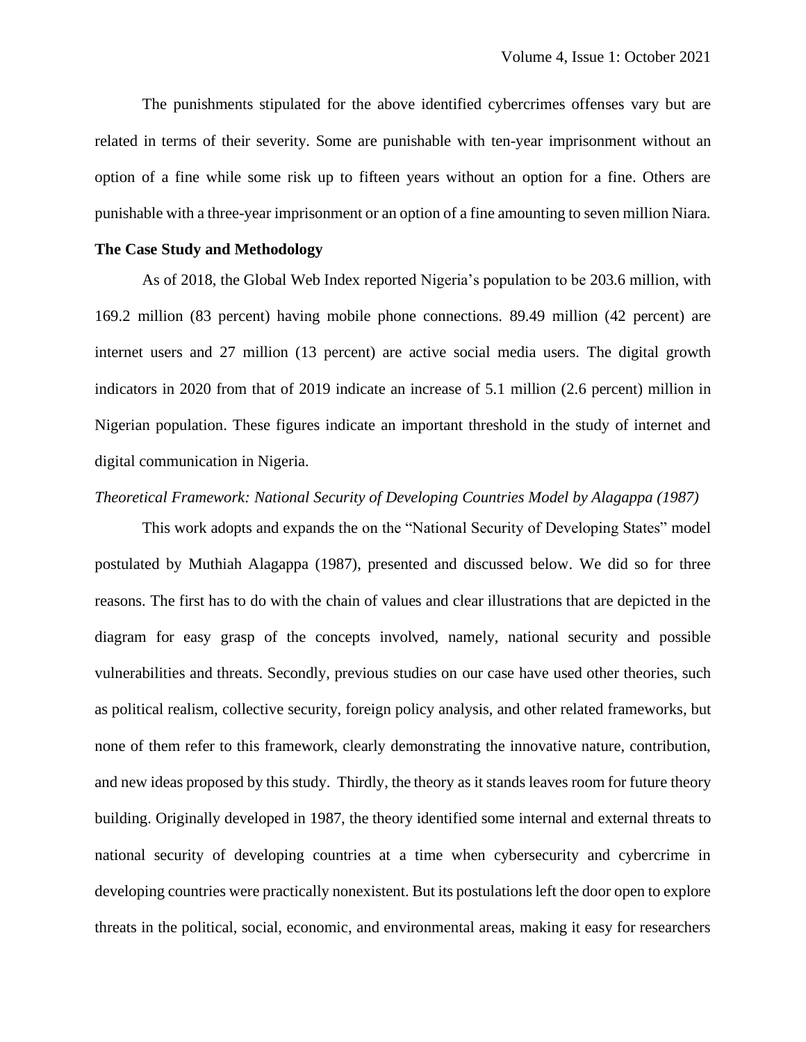The punishments stipulated for the above identified cybercrimes offenses vary but are related in terms of their severity. Some are punishable with ten-year imprisonment without an option of a fine while some risk up to fifteen years without an option for a fine. Others are punishable with a three-year imprisonment or an option of a fine amounting to seven million Niara.

**The Case Study and Methodology**

As of 2018, the Global Web Index reported Nigeria's population to be 203.6 million, with 169.2 million (83 percent) having mobile phone connections. 89.49 million (42 percent) are internet users and 27 million (13 percent) are active social media users. The digital growth indicators in 2020 from that of 2019 indicate an increase of 5.1 million (2.6 percent) million in Nigerian population. These figures indicate an important threshold in the study of internet and digital communication in Nigeria.

*Theoretical Framework: National Security of Developing Countries Model by Alagappa (1987)*

This work adopts and expands the on the "National Security of Developing States" model postulated by Muthiah Alagappa (1987), presented and discussed below. We did so for three reasons. The first has to do with the chain of values and clear illustrations that are depicted in the diagram for easy grasp of the concepts involved, namely, national security and possible vulnerabilities and threats. Secondly, previous studies on our case have used other theories, such as political realism, collective security, foreign policy analysis, and other related frameworks, but none of them refer to this framework, clearly demonstrating the innovative nature, contribution, and new ideas proposed by this study. Thirdly, the theory as it stands leaves room for future theory building. Originally developed in 1987, the theory identified some internal and external threats to national security of developing countries at a time when cybersecurity and cybercrime in developing countries were practically nonexistent. But its postulations left the door open to explore threats in the political, social, economic, and environmental areas, making it easy for researchers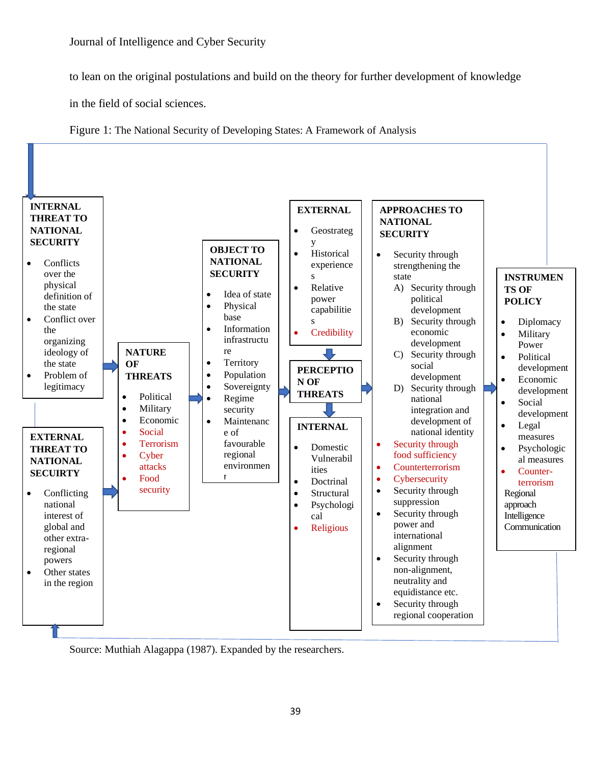to lean on the original postulations and build on the theory for further development of knowledge in the field of social sciences.

Figure 1: The National Security of Developing States: A Framework of Analysis

**INTERNAL THREAT TO NATIONAL SECURITY**

- Conflicts over the physical definition of the state
- Conflict over the organizing ideology of the state
- Problem of legitimacy

**EXTERNAL THREAT TO NATIONAL SECURITY**

- Conflicting national interest of global and other extra-regional powers
- Other states in the region

**NATURE OF THREATS**

- Political
- Military
- Economic
- Social
- Terrorism
- Cyber attacks
- Food security

**OBJECT TO NATIONAL SECURITY**

- Idea of state
- Physical base
- Information infrastructure
- Territory
- Population
- Sovereignty
- Regime security
- Maintenance of favourable regional environment

**EXTERNAL**

- Geostrategy
- Historical experiences
- Relative power capabilities
- Credibility

**PERCEPTION OF THREATS**

**INTERNAL**

- Domestic Vulnerabilities
- Doctrinal
- Structural
- Psychological
- Religious

**APPROACHES TO NATIONAL SECURITY**

- Security through strengthening the state
  - A) Security through political development
  - B) Security through economic development
  - C) Security through social development
  - D) Security through national integration and development of national identity
- Security through food sufficiency
- Counterterrorism
- Cybersecurity
- Security through suppression
- Security through power and international alignment
- Security through non-alignment, neutrality and equidistance etc.
- Security through regional cooperation

**INSTRUMENTS OF POLICY**

- Diplomacy
- Military Power
- Political development
- Economic development
- Social development
- Legal measures
- Psychological measures
- Counter-terrorism

Regional approach
Intelligence
Communication

Source: Muthiah Alagappa (1987). Expanded by the researchers.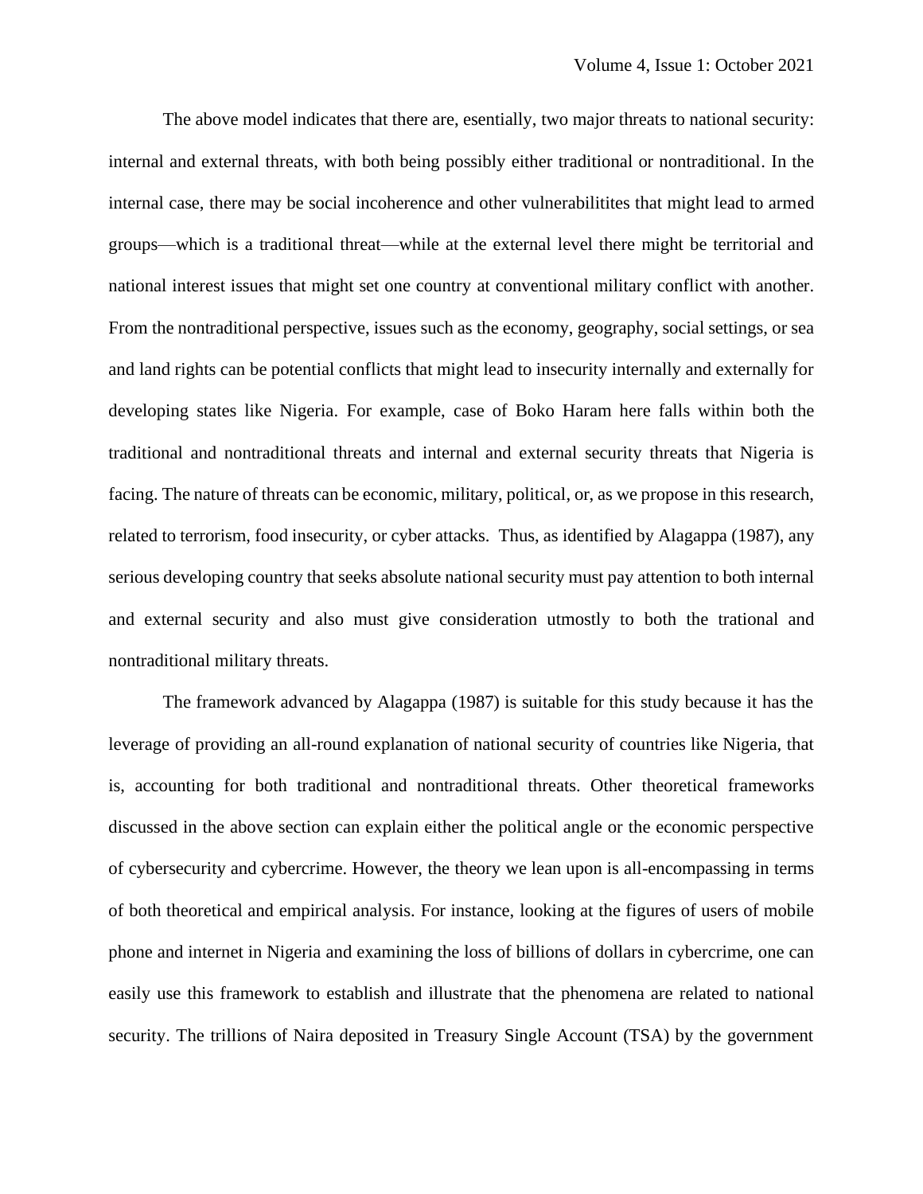The above model indicates that there are, esentially, two major threats to national security: internal and external threats, with both being possibly either traditional or nontraditional. In the internal case, there may be social incoherence and other vulnerabilitites that might lead to armed groups—which is a traditional threat—while at the external level there might be territorial and national interest issues that might set one country at conventional military conflict with another. From the nontraditional perspective, issues such as the economy, geography, social settings, or sea and land rights can be potential conflicts that might lead to insecurity internally and externally for developing states like Nigeria. For example, case of Boko Haram here falls within both the traditional and nontraditional threats and internal and external security threats that Nigeria is facing. The nature of threats can be economic, military, political, or, as we propose in this research, related to terrorism, food insecurity, or cyber attacks. Thus, as identified by Alagappa (1987), any serious developing country that seeks absolute national security must pay attention to both internal and external security and also must give consideration utmostly to both the trational and nontraditional military threats.

The framework advanced by Alagappa (1987) is suitable for this study because it has the leverage of providing an all-round explanation of national security of countries like Nigeria, that is, accounting for both traditional and nontraditional threats. Other theoretical frameworks discussed in the above section can explain either the political angle or the economic perspective of cybersecurity and cybercrime. However, the theory we lean upon is all-encompassing in terms of both theoretical and empirical analysis. For instance, looking at the figures of users of mobile phone and internet in Nigeria and examining the loss of billions of dollars in cybercrime, one can easily use this framework to establish and illustrate that the phenomena are related to national security. The trillions of Naira deposited in Treasury Single Account (TSA) by the government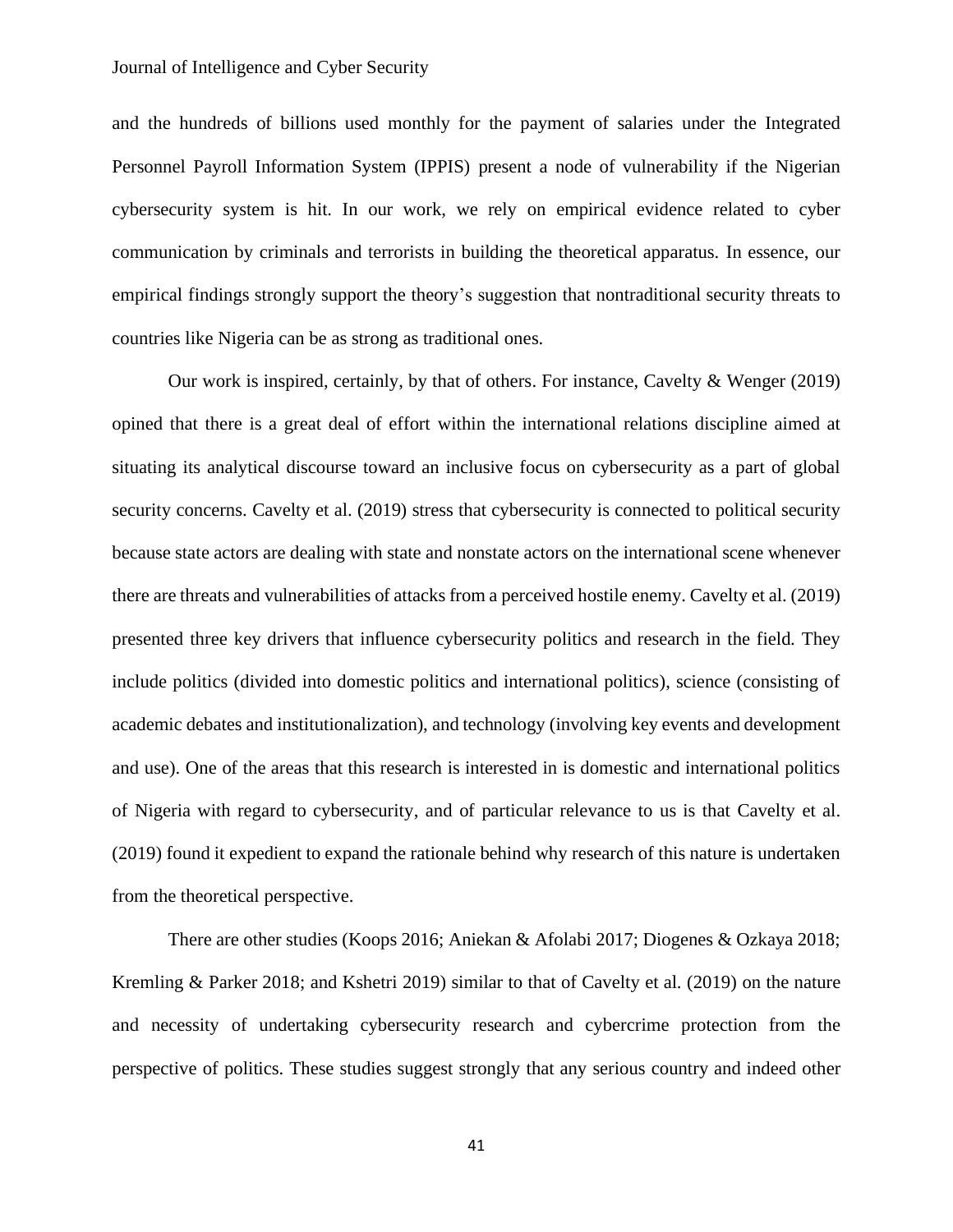and the hundreds of billions used monthly for the payment of salaries under the Integrated Personnel Payroll Information System (IPPIS) present a node of vulnerability if the Nigerian cybersecurity system is hit. In our work, we rely on empirical evidence related to cyber communication by criminals and terrorists in building the theoretical apparatus. In essence, our empirical findings strongly support the theory's suggestion that nontraditional security threats to countries like Nigeria can be as strong as traditional ones.

Our work is inspired, certainly, by that of others. For instance, Cavelty & Wenger (2019) opined that there is a great deal of effort within the international relations discipline aimed at situating its analytical discourse toward an inclusive focus on cybersecurity as a part of global security concerns. Cavelty et al. (2019) stress that cybersecurity is connected to political security because state actors are dealing with state and nonstate actors on the international scene whenever there are threats and vulnerabilities of attacks from a perceived hostile enemy. Cavelty et al. (2019) presented three key drivers that influence cybersecurity politics and research in the field. They include politics (divided into domestic politics and international politics), science (consisting of academic debates and institutionalization), and technology (involving key events and development and use). One of the areas that this research is interested in is domestic and international politics of Nigeria with regard to cybersecurity, and of particular relevance to us is that Cavelty et al. (2019) found it expedient to expand the rationale behind why research of this nature is undertaken from the theoretical perspective.

There are other studies (Koops 2016; Aniekan & Afolabi 2017; Diogenes & Ozkaya 2018; Kremling & Parker 2018; and Kshetri 2019) similar to that of Cavelty et al. (2019) on the nature and necessity of undertaking cybersecurity research and cybercrime protection from the perspective of politics. These studies suggest strongly that any serious country and indeed other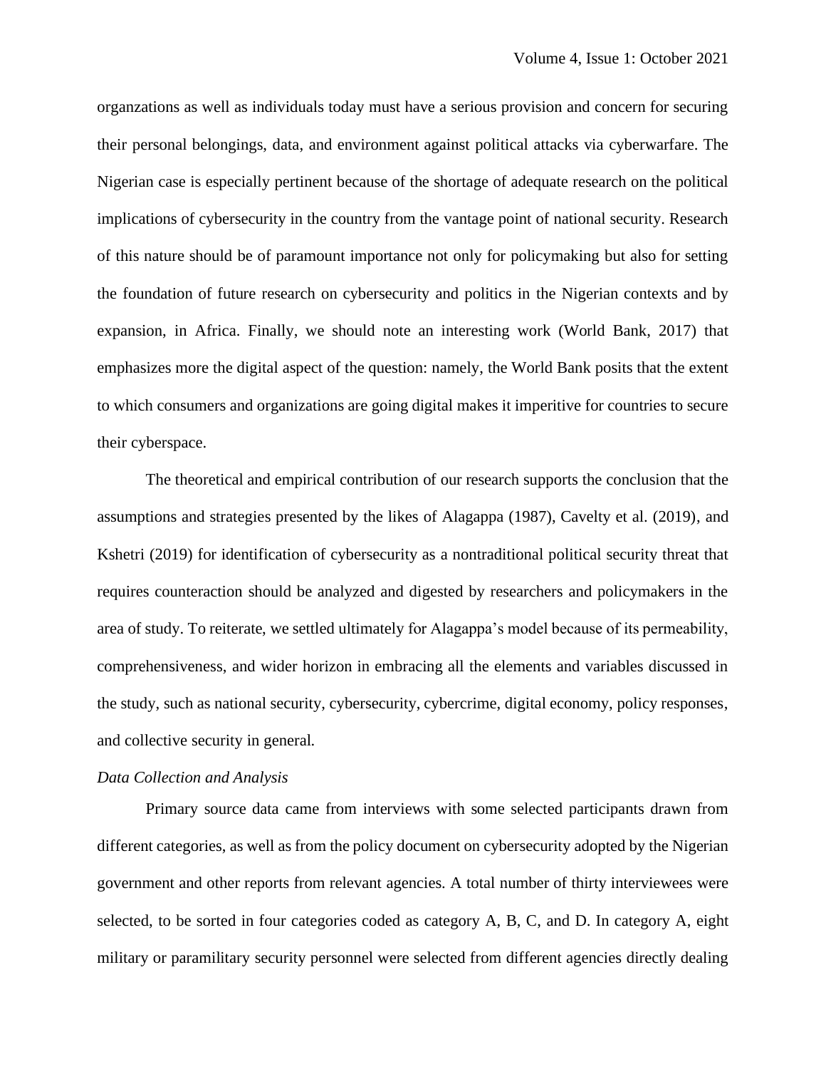organzations as well as individuals today must have a serious provision and concern for securing their personal belongings, data, and environment against political attacks via cyberwarfare. The Nigerian case is especially pertinent because of the shortage of adequate research on the political implications of cybersecurity in the country from the vantage point of national security. Research of this nature should be of paramount importance not only for policymaking but also for setting the foundation of future research on cybersecurity and politics in the Nigerian contexts and by expansion, in Africa. Finally, we should note an interesting work (World Bank, 2017) that emphasizes more the digital aspect of the question: namely, the World Bank posits that the extent to which consumers and organizations are going digital makes it imperitive for countries to secure their cyberspace.

The theoretical and empirical contribution of our research supports the conclusion that the assumptions and strategies presented by the likes of Alagappa (1987), Cavelty et al. (2019), and Kshetri (2019) for identification of cybersecurity as a nontraditional political security threat that requires counteraction should be analyzed and digested by researchers and policymakers in the area of study. To reiterate, we settled ultimately for Alagappa's model because of its permeability, comprehensiveness, and wider horizon in embracing all the elements and variables discussed in the study, such as national security, cybersecurity, cybercrime, digital economy, policy responses, and collective security in general.

*Data Collection and Analysis*

Primary source data came from interviews with some selected participants drawn from different categories, as well as from the policy document on cybersecurity adopted by the Nigerian government and other reports from relevant agencies. A total number of thirty interviewees were selected, to be sorted in four categories coded as category A, B, C, and D. In category A, eight military or paramilitary security personnel were selected from different agencies directly dealing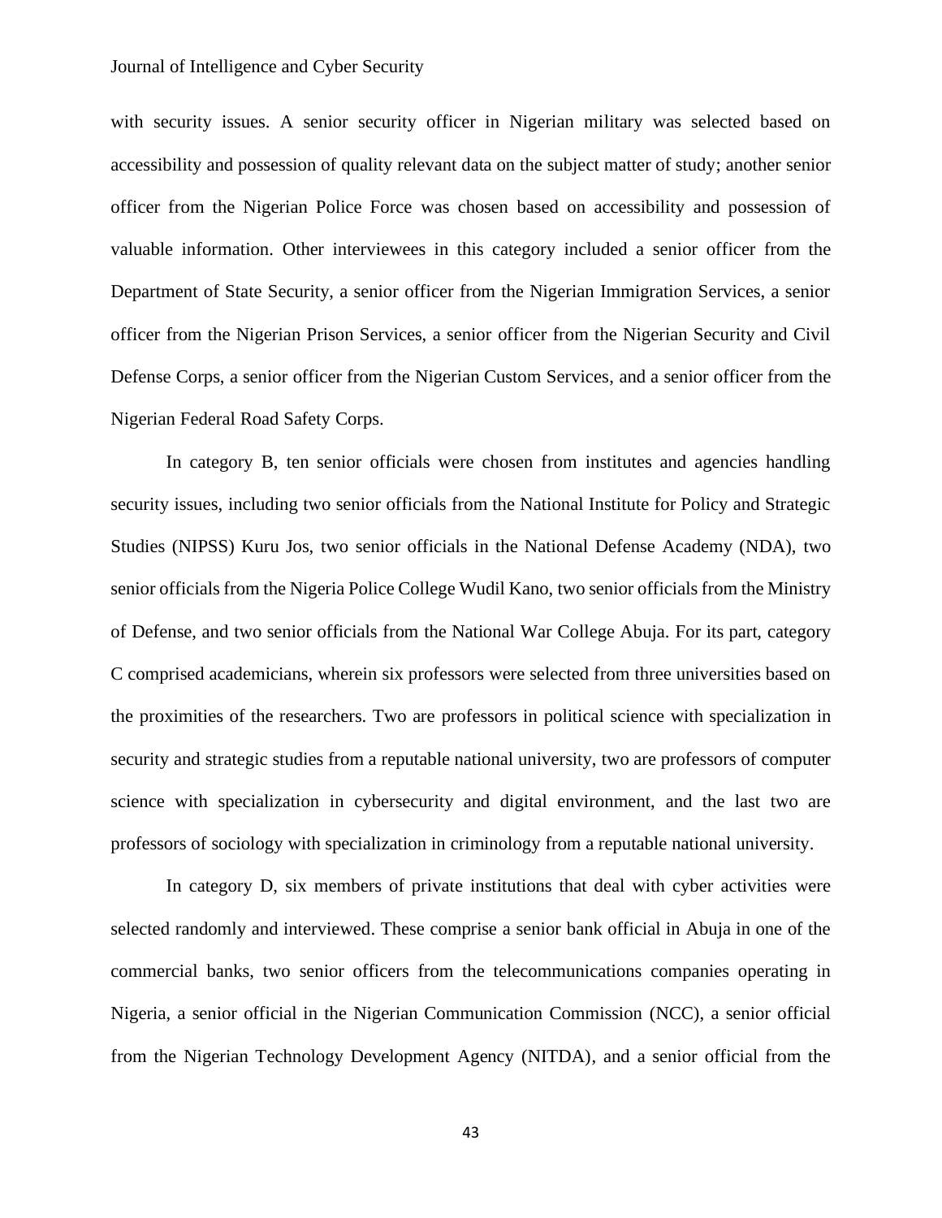with security issues. A senior security officer in Nigerian military was selected based on accessibility and possession of quality relevant data on the subject matter of study; another senior officer from the Nigerian Police Force was chosen based on accessibility and possession of valuable information. Other interviewees in this category included a senior officer from the Department of State Security, a senior officer from the Nigerian Immigration Services, a senior officer from the Nigerian Prison Services, a senior officer from the Nigerian Security and Civil Defense Corps, a senior officer from the Nigerian Custom Services, and a senior officer from the Nigerian Federal Road Safety Corps.

In category B, ten senior officials were chosen from institutes and agencies handling security issues, including two senior officials from the National Institute for Policy and Strategic Studies (NIPSS) Kuru Jos, two senior officials in the National Defense Academy (NDA), two senior officials from the Nigeria Police College Wudil Kano, two senior officials from the Ministry of Defense, and two senior officials from the National War College Abuja. For its part, category C comprised academicians, wherein six professors were selected from three universities based on the proximities of the researchers. Two are professors in political science with specialization in security and strategic studies from a reputable national university, two are professors of computer science with specialization in cybersecurity and digital environment, and the last two are professors of sociology with specialization in criminology from a reputable national university.

In category D, six members of private institutions that deal with cyber activities were selected randomly and interviewed. These comprise a senior bank official in Abuja in one of the commercial banks, two senior officers from the telecommunications companies operating in Nigeria, a senior official in the Nigerian Communication Commission (NCC), a senior official from the Nigerian Technology Development Agency (NITDA), and a senior official from the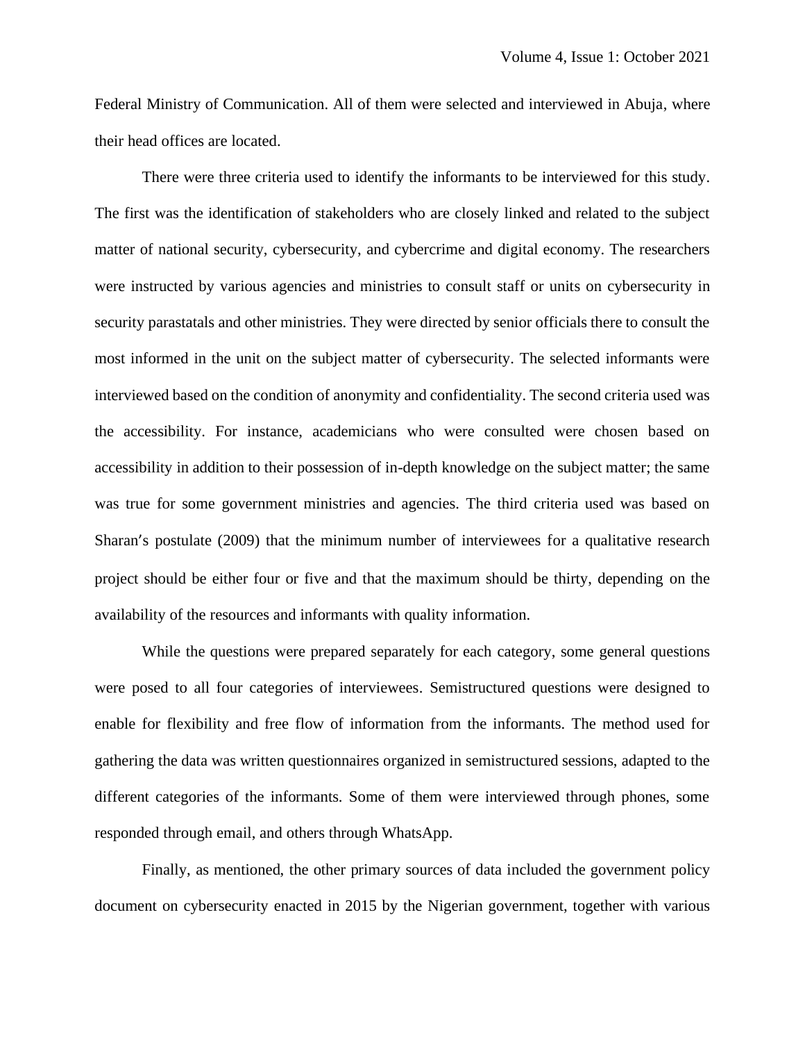Federal Ministry of Communication. All of them were selected and interviewed in Abuja, where their head offices are located.

There were three criteria used to identify the informants to be interviewed for this study. The first was the identification of stakeholders who are closely linked and related to the subject matter of national security, cybersecurity, and cybercrime and digital economy. The researchers were instructed by various agencies and ministries to consult staff or units on cybersecurity in security parastatals and other ministries. They were directed by senior officials there to consult the most informed in the unit on the subject matter of cybersecurity. The selected informants were interviewed based on the condition of anonymity and confidentiality. The second criteria used was the accessibility. For instance, academicians who were consulted were chosen based on accessibility in addition to their possession of in-depth knowledge on the subject matter; the same was true for some government ministries and agencies. The third criteria used was based on Sharan's postulate (2009) that the minimum number of interviewees for a qualitative research project should be either four or five and that the maximum should be thirty, depending on the availability of the resources and informants with quality information.

While the questions were prepared separately for each category, some general questions were posed to all four categories of interviewees. Semistructured questions were designed to enable for flexibility and free flow of information from the informants. The method used for gathering the data was written questionnaires organized in semistructured sessions, adapted to the different categories of the informants. Some of them were interviewed through phones, some responded through email, and others through WhatsApp.

Finally, as mentioned, the other primary sources of data included the government policy document on cybersecurity enacted in 2015 by the Nigerian government, together with various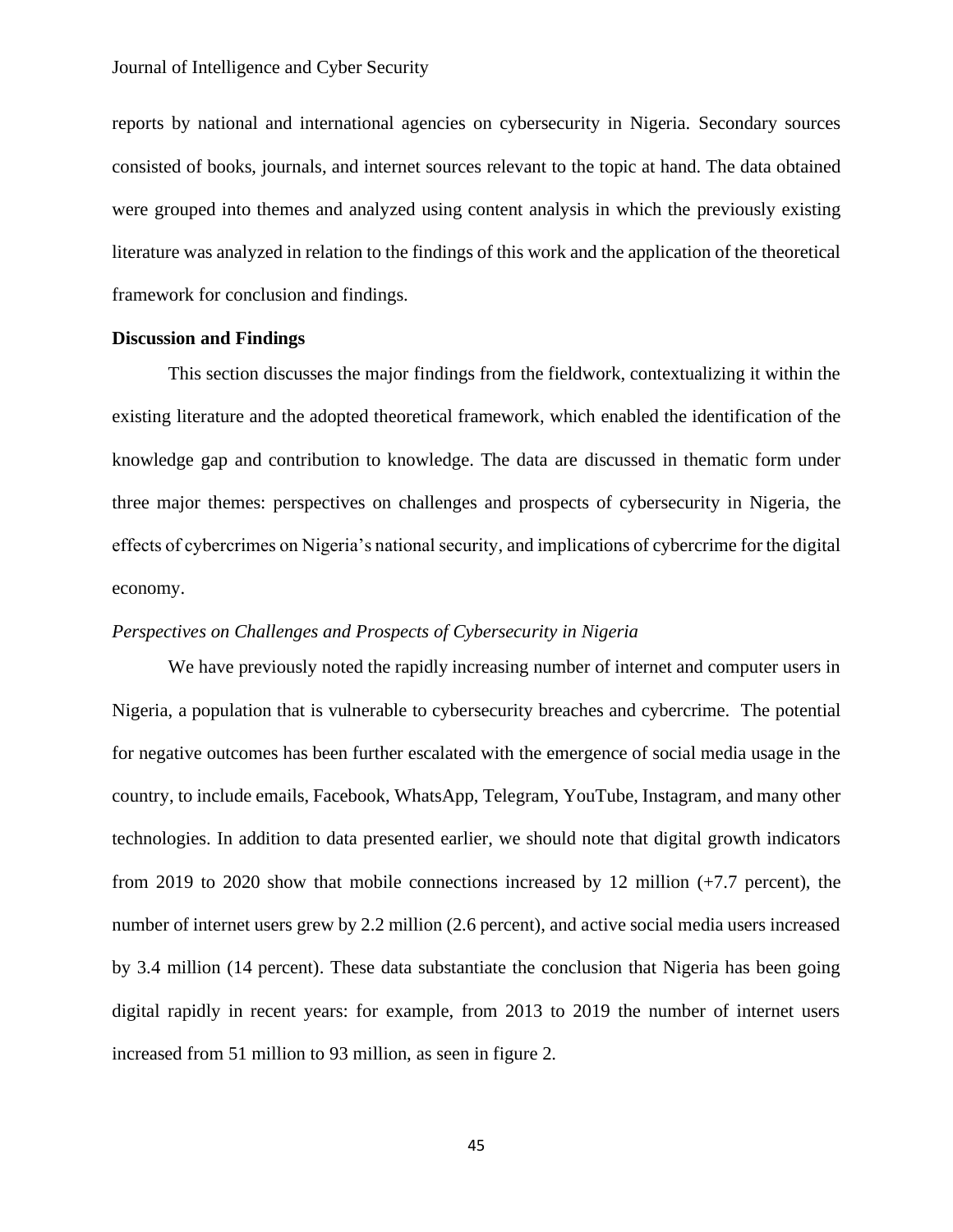reports by national and international agencies on cybersecurity in Nigeria. Secondary sources consisted of books, journals, and internet sources relevant to the topic at hand. The data obtained were grouped into themes and analyzed using content analysis in which the previously existing literature was analyzed in relation to the findings of this work and the application of the theoretical framework for conclusion and findings.

**Discussion and Findings**

This section discusses the major findings from the fieldwork, contextualizing it within the existing literature and the adopted theoretical framework, which enabled the identification of the knowledge gap and contribution to knowledge. The data are discussed in thematic form under three major themes: perspectives on challenges and prospects of cybersecurity in Nigeria, the effects of cybercrimes on Nigeria's national security, and implications of cybercrime for the digital economy.

*Perspectives on Challenges and Prospects of Cybersecurity in Nigeria*

We have previously noted the rapidly increasing number of internet and computer users in Nigeria, a population that is vulnerable to cybersecurity breaches and cybercrime. The potential for negative outcomes has been further escalated with the emergence of social media usage in the country, to include emails, Facebook, WhatsApp, Telegram, YouTube, Instagram, and many other technologies. In addition to data presented earlier, we should note that digital growth indicators from 2019 to 2020 show that mobile connections increased by 12 million (+7.7 percent), the number of internet users grew by 2.2 million (2.6 percent), and active social media users increased by 3.4 million (14 percent). These data substantiate the conclusion that Nigeria has been going digital rapidly in recent years: for example, from 2013 to 2019 the number of internet users increased from 51 million to 93 million, as seen in figure 2.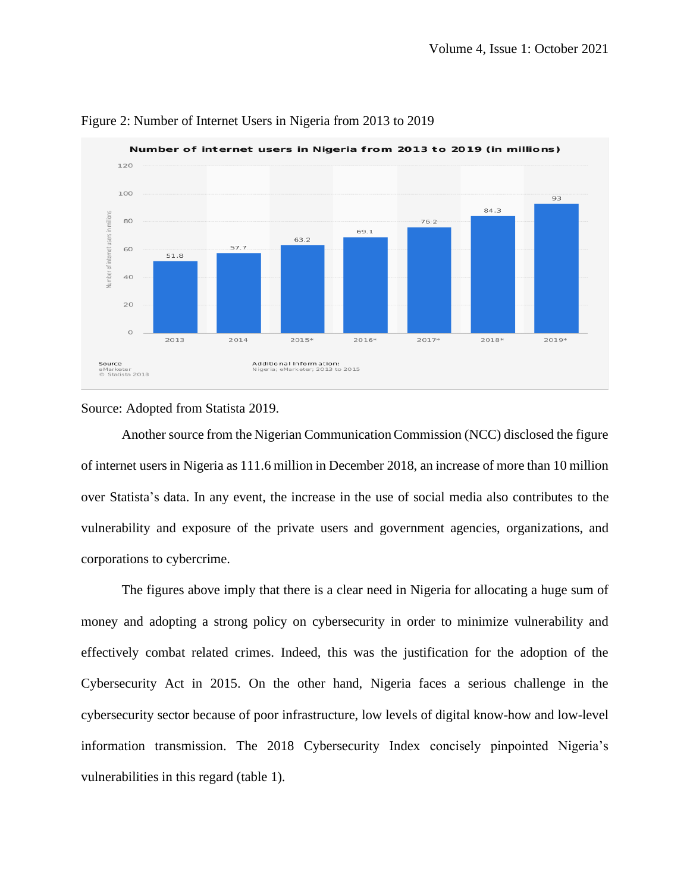Figure 2: Number of Internet Users in Nigeria from 2013 to 2019

Source: Adopted from Statista 2019.

Another source from the Nigerian Communication Commission (NCC) disclosed the figure of internet users in Nigeria as 111.6 million in December 2018, an increase of more than 10 million over Statista's data. In any event, the increase in the use of social media also contributes to the vulnerability and exposure of the private users and government agencies, organizations, and corporations to cybercrime.

The figures above imply that there is a clear need in Nigeria for allocating a huge sum of money and adopting a strong policy on cybersecurity in order to minimize vulnerability and effectively combat related crimes. Indeed, this was the justification for the adoption of the Cybersecurity Act in 2015. On the other hand, Nigeria faces a serious challenge in the cybersecurity sector because of poor infrastructure, low levels of digital know-how and low-level information transmission. The 2018 Cybersecurity Index concisely pinpointed Nigeria's vulnerabilities in this regard (table 1).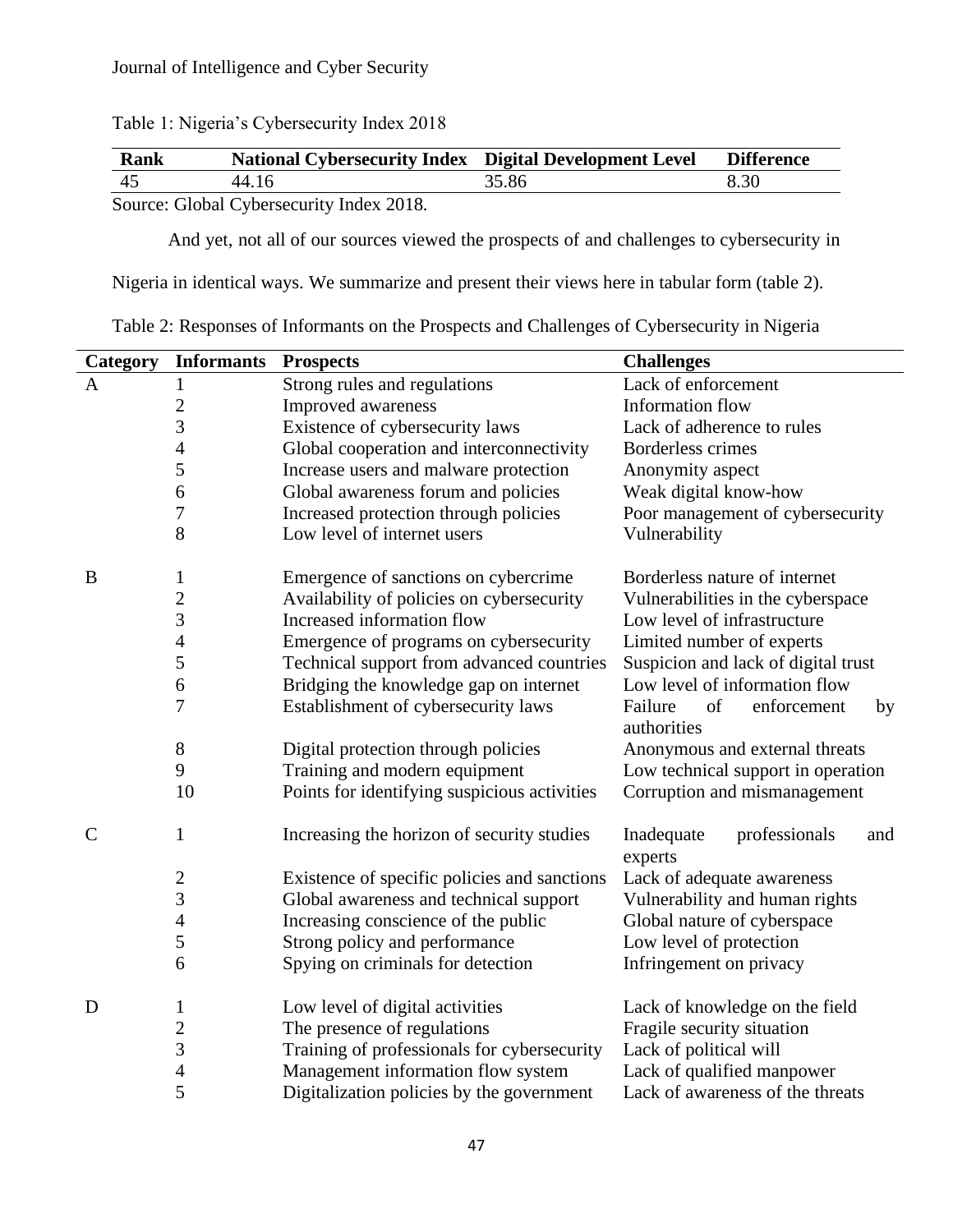Table 1: Nigeria's Cybersecurity Index 2018

| Rank | National Cybersecurity Index | Digital Development Level | Difference |
|---|---|---|---|
| 45 | 44.16 | 35.86 | 8.30 |

Source: Global Cybersecurity Index 2018.

And yet, not all of our sources viewed the prospects of and challenges to cybersecurity in Nigeria in identical ways. We summarize and present their views here in tabular form (table 2).

Table 2: Responses of Informants on the Prospects and Challenges of Cybersecurity in Nigeria

| Category | Informants | Prospects | Challenges |
|---|---|---|---|
| A | 1 | Strong rules and regulations | Lack of enforcement |
| | 2 | Improved awareness | Information flow |
| | 3 | Existence of cybersecurity laws | Lack of adherence to rules |
| | 4 | Global cooperation and interconnectivity | Borderless crimes |
| | 5 | Increase users and malware protection | Anonymity aspect |
| | 6 | Global awareness forum and policies | Weak digital know-how |
| | 7 | Increased protection through policies | Poor management of cybersecurity |
| | 8 | Low level of internet users | Vulnerability |
| B | 1 | Emergence of sanctions on cybercrime | Borderless nature of internet |
| | 2 | Availability of policies on cybersecurity | Vulnerabilities in the cyberspace |
| | 3 | Increased information flow | Low level of infrastructure |
| | 4 | Emergence of programs on cybersecurity | Limited number of experts |
| | 5 | Technical support from advanced countries | Suspicion and lack of digital trust |
| | 6 | Bridging the knowledge gap on internet | Low level of information flow |
| | 7 | Establishment of cybersecurity laws | Failure of enforcement by authorities |
| | 8 | Digital protection through policies | Anonymous and external threats |
| | 9 | Training and modern equipment | Low technical support in operation |
| | 10 | Points for identifying suspicious activities | Corruption and mismanagement |
| C | 1 | Increasing the horizon of security studies | Inadequate professionals and experts |
| | 2 | Existence of specific policies and sanctions | Lack of adequate awareness |
| | 3 | Global awareness and technical support | Vulnerability and human rights |
| | 4 | Increasing conscience of the public | Global nature of cyberspace |
| | 5 | Strong policy and performance | Low level of protection |
| | 6 | Spying on criminals for detection | Infringement on privacy |
| D | 1 | Low level of digital activities | Lack of knowledge on the field |
| | 2 | The presence of regulations | Fragile security situation |
| | 3 | Training of professionals for cybersecurity | Lack of political will |
| | 4 | Management information flow system | Lack of qualified manpower |
| | 5 | Digitalization policies by the government | Lack of awareness of the threats |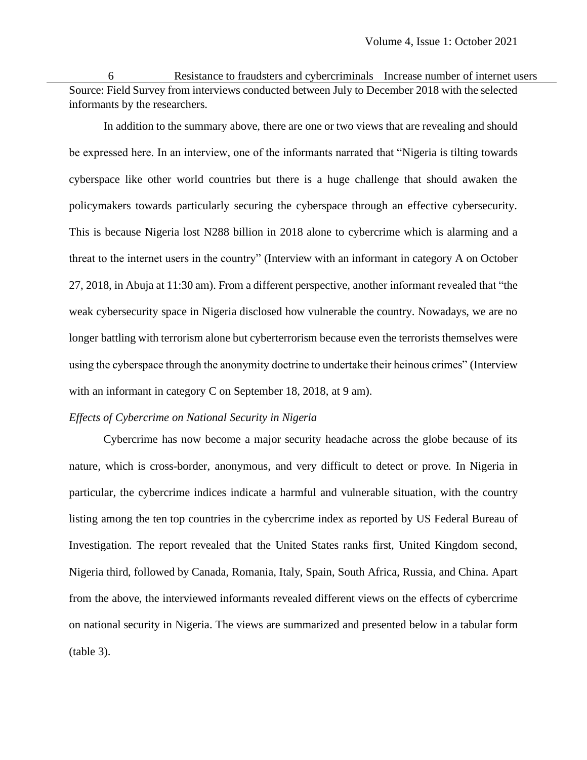| 6 | Resistance to fraudsters and cybercriminals | Increase number of internet users |
|---|---|---|

Source: Field Survey from interviews conducted between July to December 2018 with the selected informants by the researchers.

In addition to the summary above, there are one or two views that are revealing and should be expressed here. In an interview, one of the informants narrated that "Nigeria is tilting towards cyberspace like other world countries but there is a huge challenge that should awaken the policymakers towards particularly securing the cyberspace through an effective cybersecurity. This is because Nigeria lost N288 billion in 2018 alone to cybercrime which is alarming and a threat to the internet users in the country" (Interview with an informant in category A on October 27, 2018, in Abuja at 11:30 am). From a different perspective, another informant revealed that "the weak cybersecurity space in Nigeria disclosed how vulnerable the country. Nowadays, we are no longer battling with terrorism alone but cyberterrorism because even the terrorists themselves were using the cyberspace through the anonymity doctrine to undertake their heinous crimes" (Interview with an informant in category C on September 18, 2018, at 9 am).

*Effects of Cybercrime on National Security in Nigeria*

Cybercrime has now become a major security headache across the globe because of its nature, which is cross-border, anonymous, and very difficult to detect or prove. In Nigeria in particular, the cybercrime indices indicate a harmful and vulnerable situation, with the country listing among the ten top countries in the cybercrime index as reported by US Federal Bureau of Investigation. The report revealed that the United States ranks first, United Kingdom second, Nigeria third, followed by Canada, Romania, Italy, Spain, South Africa, Russia, and China. Apart from the above, the interviewed informants revealed different views on the effects of cybercrime on national security in Nigeria. The views are summarized and presented below in a tabular form (table 3).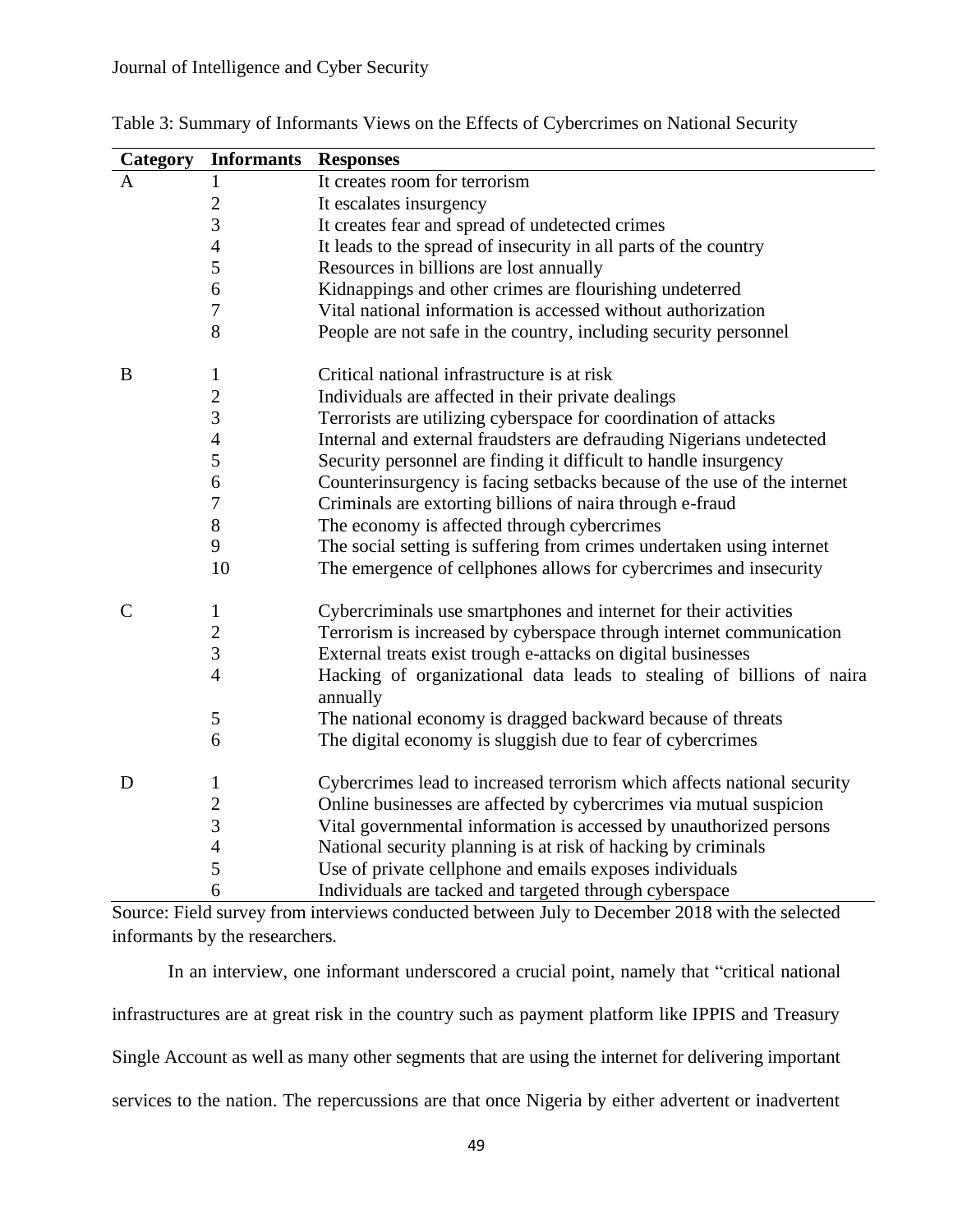Table 3: Summary of Informants Views on the Effects of Cybercrimes on National Security

| Category | Informants | Responses |
|---|---|---|
| A | 1 | It creates room for terrorism |
| | 2 | It escalates insurgency |
| | 3 | It creates fear and spread of undetected crimes |
| | 4 | It leads to the spread of insecurity in all parts of the country |
| | 5 | Resources in billions are lost annually |
| | 6 | Kidnappings and other crimes are flourishing undeterred |
| | 7 | Vital national information is accessed without authorization |
| | 8 | People are not safe in the country, including security personnel |
| B | 1 | Critical national infrastructure is at risk |
| | 2 | Individuals are affected in their private dealings |
| | 3 | Terrorists are utilizing cyberspace for coordination of attacks |
| | 4 | Internal and external fraudsters are defrauding Nigerians undetected |
| | 5 | Security personnel are finding it difficult to handle insurgency |
| | 6 | Counterinsurgency is facing setbacks because of the use of the internet |
| | 7 | Criminals are extorting billions of naira through e-fraud |
| | 8 | The economy is affected through cybercrimes |
| | 9 | The social setting is suffering from crimes undertaken using internet |
| | 10 | The emergence of cellphones allows for cybercrimes and insecurity |
| C | 1 | Cybercriminals use smartphones and internet for their activities |
| | 2 | Terrorism is increased by cyberspace through internet communication |
| | 3 | External treats exist trough e-attacks on digital businesses |
| | 4 | Hacking of organizational data leads to stealing of billions of naira annually |
| | 5 | The national economy is dragged backward because of threats |
| | 6 | The digital economy is sluggish due to fear of cybercrimes |
| D | 1 | Cybercrimes lead to increased terrorism which affects national security |
| | 2 | Online businesses are affected by cybercrimes via mutual suspicion |
| | 3 | Vital governmental information is accessed by unauthorized persons |
| | 4 | National security planning is at risk of hacking by criminals |
| | 5 | Use of private cellphone and emails exposes individuals |
| | 6 | Individuals are tacked and targeted through cyberspace |

Source: Field survey from interviews conducted between July to December 2018 with the selected informants by the researchers.

In an interview, one informant underscored a crucial point, namely that "critical national infrastructures are at great risk in the country such as payment platform like IPPIS and Treasury Single Account as well as many other segments that are using the internet for delivering important services to the nation. The repercussions are that once Nigeria by either advertent or inadvertent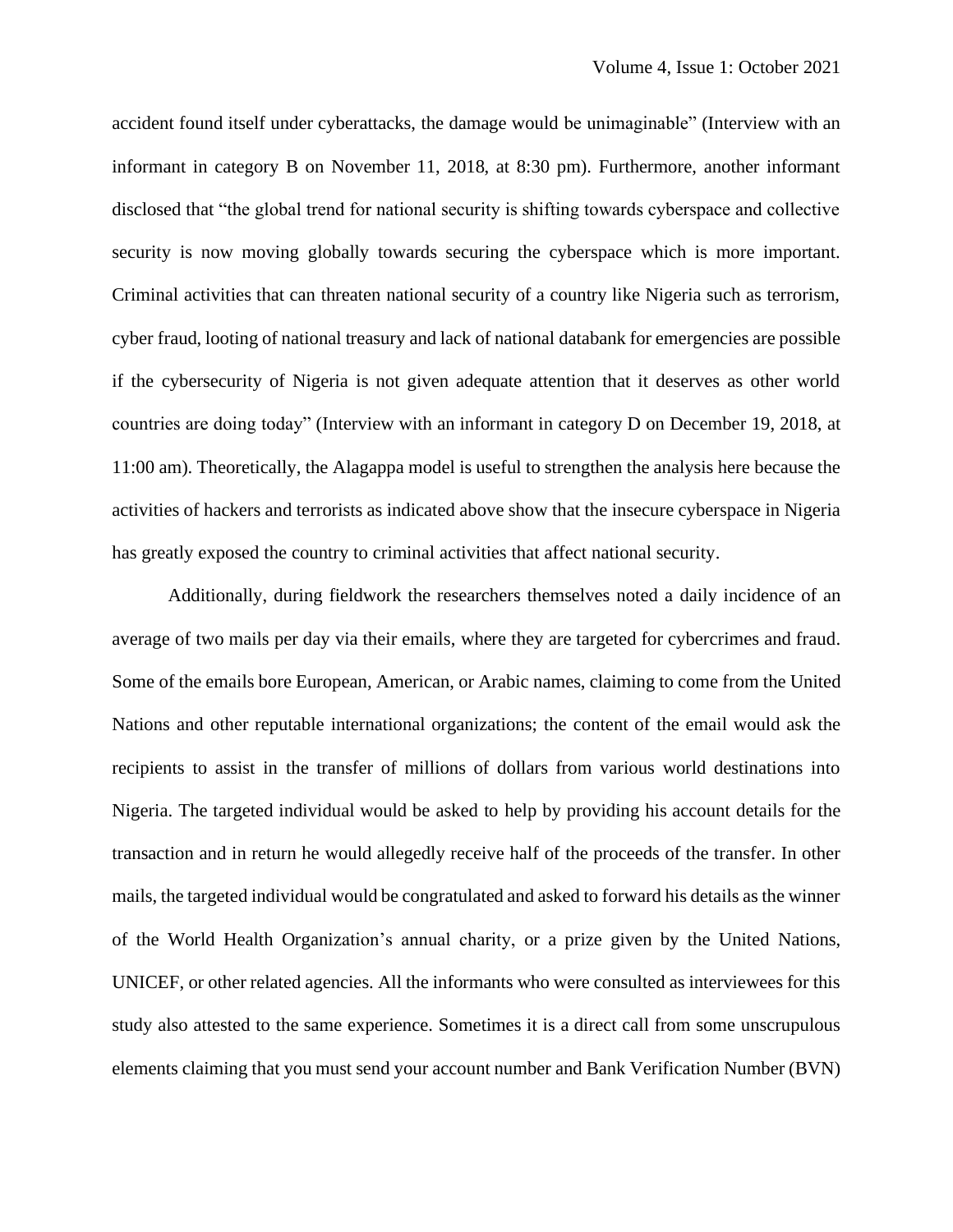accident found itself under cyberattacks, the damage would be unimaginable" (Interview with an informant in category B on November 11, 2018, at 8:30 pm). Furthermore, another informant disclosed that "the global trend for national security is shifting towards cyberspace and collective security is now moving globally towards securing the cyberspace which is more important. Criminal activities that can threaten national security of a country like Nigeria such as terrorism, cyber fraud, looting of national treasury and lack of national databank for emergencies are possible if the cybersecurity of Nigeria is not given adequate attention that it deserves as other world countries are doing today" (Interview with an informant in category D on December 19, 2018, at 11:00 am). Theoretically, the Alagappa model is useful to strengthen the analysis here because the activities of hackers and terrorists as indicated above show that the insecure cyberspace in Nigeria has greatly exposed the country to criminal activities that affect national security.

Additionally, during fieldwork the researchers themselves noted a daily incidence of an average of two mails per day via their emails, where they are targeted for cybercrimes and fraud. Some of the emails bore European, American, or Arabic names, claiming to come from the United Nations and other reputable international organizations; the content of the email would ask the recipients to assist in the transfer of millions of dollars from various world destinations into Nigeria. The targeted individual would be asked to help by providing his account details for the transaction and in return he would allegedly receive half of the proceeds of the transfer. In other mails, the targeted individual would be congratulated and asked to forward his details as the winner of the World Health Organization's annual charity, or a prize given by the United Nations, UNICEF, or other related agencies. All the informants who were consulted as interviewees for this study also attested to the same experience. Sometimes it is a direct call from some unscrupulous elements claiming that you must send your account number and Bank Verification Number (BVN)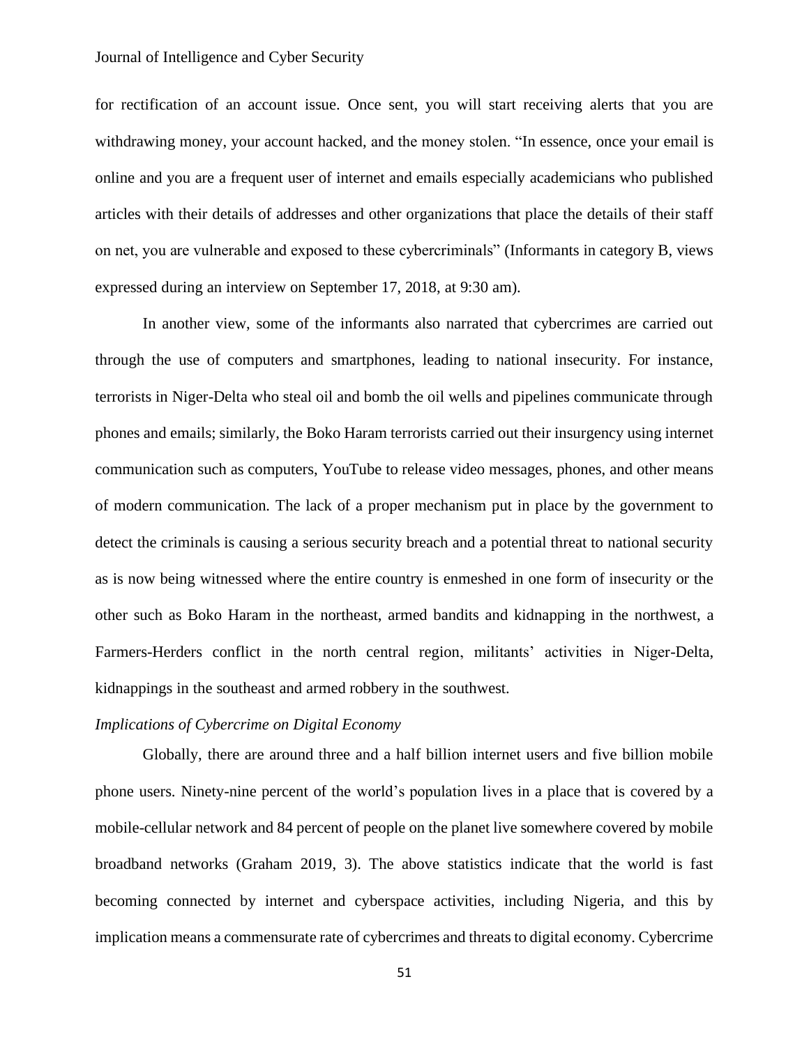for rectification of an account issue. Once sent, you will start receiving alerts that you are withdrawing money, your account hacked, and the money stolen. "In essence, once your email is online and you are a frequent user of internet and emails especially academicians who published articles with their details of addresses and other organizations that place the details of their staff on net, you are vulnerable and exposed to these cybercriminals" (Informants in category B, views expressed during an interview on September 17, 2018, at 9:30 am).

In another view, some of the informants also narrated that cybercrimes are carried out through the use of computers and smartphones, leading to national insecurity. For instance, terrorists in Niger-Delta who steal oil and bomb the oil wells and pipelines communicate through phones and emails; similarly, the Boko Haram terrorists carried out their insurgency using internet communication such as computers, YouTube to release video messages, phones, and other means of modern communication. The lack of a proper mechanism put in place by the government to detect the criminals is causing a serious security breach and a potential threat to national security as is now being witnessed where the entire country is enmeshed in one form of insecurity or the other such as Boko Haram in the northeast, armed bandits and kidnapping in the northwest, a Farmers-Herders conflict in the north central region, militants' activities in Niger-Delta, kidnappings in the southeast and armed robbery in the southwest.

*Implications of Cybercrime on Digital Economy*

Globally, there are around three and a half billion internet users and five billion mobile phone users. Ninety-nine percent of the world's population lives in a place that is covered by a mobile-cellular network and 84 percent of people on the planet live somewhere covered by mobile broadband networks (Graham 2019, 3). The above statistics indicate that the world is fast becoming connected by internet and cyberspace activities, including Nigeria, and this by implication means a commensurate rate of cybercrimes and threats to digital economy. Cybercrime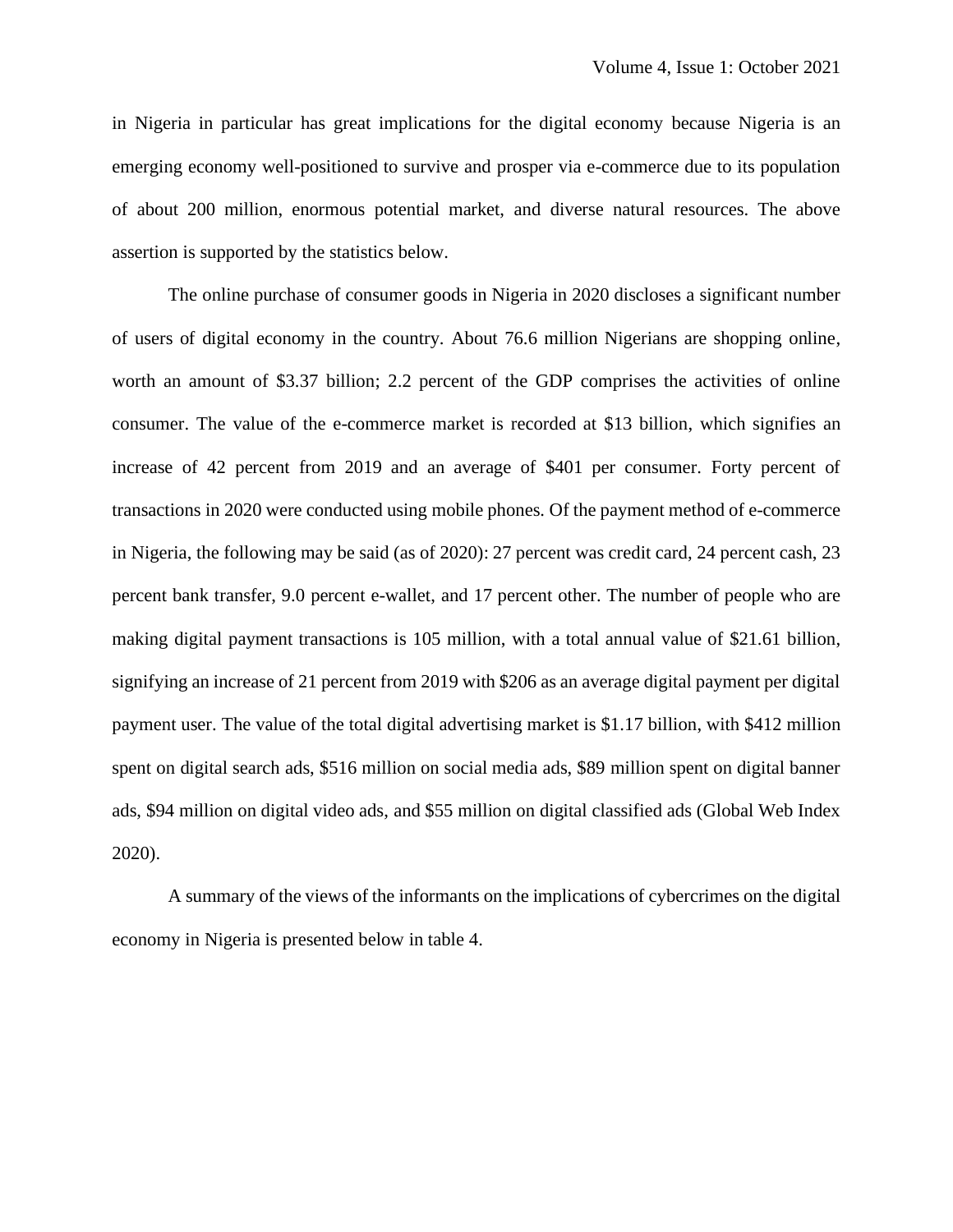in Nigeria in particular has great implications for the digital economy because Nigeria is an emerging economy well-positioned to survive and prosper via e-commerce due to its population of about 200 million, enormous potential market, and diverse natural resources. The above assertion is supported by the statistics below.

The online purchase of consumer goods in Nigeria in 2020 discloses a significant number of users of digital economy in the country. About 76.6 million Nigerians are shopping online, worth an amount of $3.37 billion; 2.2 percent of the GDP comprises the activities of online consumer. The value of the e-commerce market is recorded at $13 billion, which signifies an increase of 42 percent from 2019 and an average of $401 per consumer. Forty percent of transactions in 2020 were conducted using mobile phones. Of the payment method of e-commerce in Nigeria, the following may be said (as of 2020): 27 percent was credit card, 24 percent cash, 23 percent bank transfer, 9.0 percent e-wallet, and 17 percent other. The number of people who are making digital payment transactions is 105 million, with a total annual value of $21.61 billion, signifying an increase of 21 percent from 2019 with $206 as an average digital payment per digital payment user. The value of the total digital advertising market is $1.17 billion, with $412 million spent on digital search ads, $516 million on social media ads, $89 million spent on digital banner ads, $94 million on digital video ads, and $55 million on digital classified ads (Global Web Index 2020).

A summary of the views of the informants on the implications of cybercrimes on the digital economy in Nigeria is presented below in table 4.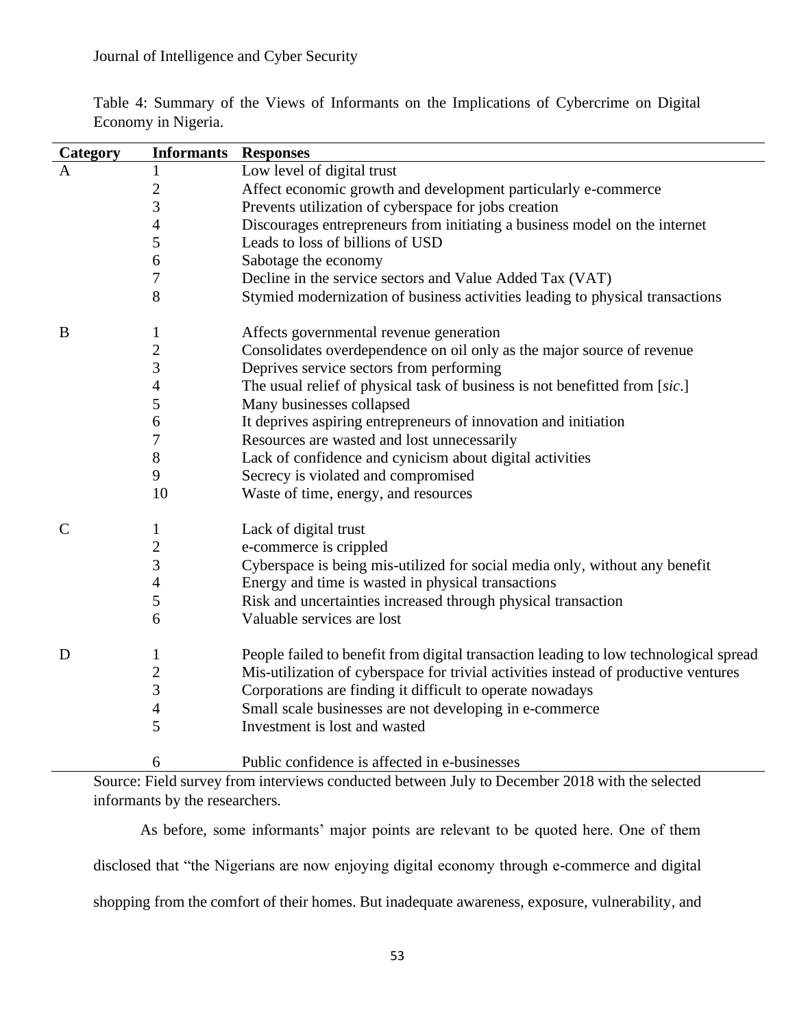Table 4: Summary of the Views of Informants on the Implications of Cybercrime on Digital Economy in Nigeria.

| Category | Informants | Responses |
|---|---|---|
| A | 1 | Low level of digital trust |
| | 2 | Affect economic growth and development particularly e-commerce |
| | 3 | Prevents utilization of cyberspace for jobs creation |
| | 4 | Discourages entrepreneurs from initiating a business model on the internet |
| | 5 | Leads to loss of billions of USD |
| | 6 | Sabotage the economy |
| | 7 | Decline in the service sectors and Value Added Tax (VAT) |
| | 8 | Stymied modernization of business activities leading to physical transactions |
| B | 1 | Affects governmental revenue generation |
| | 2 | Consolidates overdependence on oil only as the major source of revenue |
| | 3 | Deprives service sectors from performing |
| | 4 | The usual relief of physical task of business is not benefitted from [*sic*.] |
| | 5 | Many businesses collapsed |
| | 6 | It deprives aspiring entrepreneurs of innovation and initiation |
| | 7 | Resources are wasted and lost unnecessarily |
| | 8 | Lack of confidence and cynicism about digital activities |
| | 9 | Secrecy is violated and compromised |
| | 10 | Waste of time, energy, and resources |
| C | 1 | Lack of digital trust |
| | 2 | e-commerce is crippled |
| | 3 | Cyberspace is being mis-utilized for social media only, without any benefit |
| | 4 | Energy and time is wasted in physical transactions |
| | 5 | Risk and uncertainties increased through physical transaction |
| | 6 | Valuable services are lost |
| D | 1 | People failed to benefit from digital transaction leading to low technological spread |
| | 2 | Mis-utilization of cyberspace for trivial activities instead of productive ventures |
| | 3 | Corporations are finding it difficult to operate nowadays |
| | 4 | Small scale businesses are not developing in e-commerce |
| | 5 | Investment is lost and wasted |
| | 6 | Public confidence is affected in e-businesses |

Source: Field survey from interviews conducted between July to December 2018 with the selected informants by the researchers.

As before, some informants' major points are relevant to be quoted here. One of them disclosed that "the Nigerians are now enjoying digital economy through e-commerce and digital shopping from the comfort of their homes. But inadequate awareness, exposure, vulnerability, and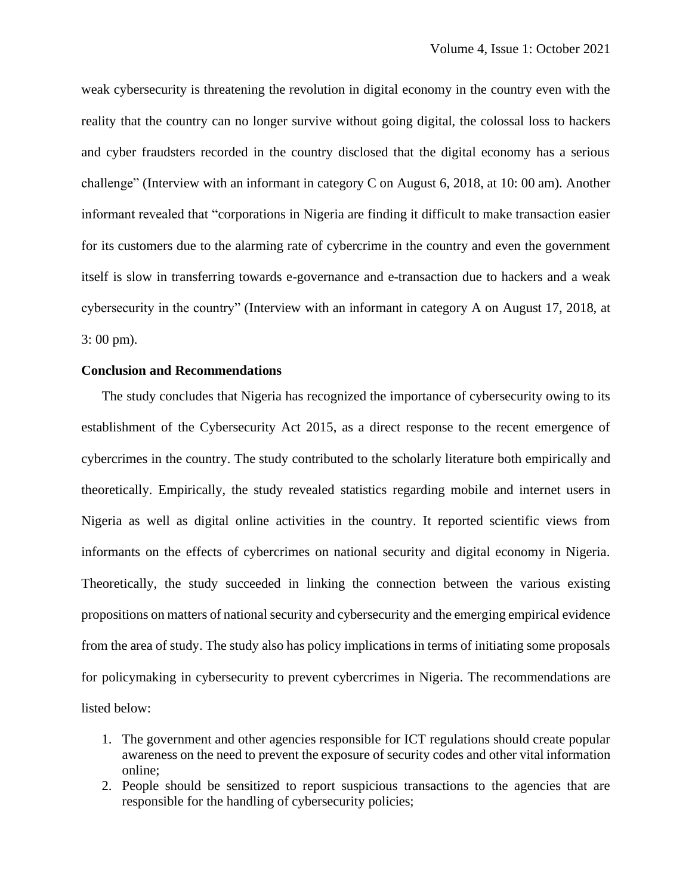weak cybersecurity is threatening the revolution in digital economy in the country even with the reality that the country can no longer survive without going digital, the colossal loss to hackers and cyber fraudsters recorded in the country disclosed that the digital economy has a serious challenge" (Interview with an informant in category C on August 6, 2018, at 10: 00 am). Another informant revealed that "corporations in Nigeria are finding it difficult to make transaction easier for its customers due to the alarming rate of cybercrime in the country and even the government itself is slow in transferring towards e-governance and e-transaction due to hackers and a weak cybersecurity in the country" (Interview with an informant in category A on August 17, 2018, at 3: 00 pm).

**Conclusion and Recommendations**

The study concludes that Nigeria has recognized the importance of cybersecurity owing to its establishment of the Cybersecurity Act 2015, as a direct response to the recent emergence of cybercrimes in the country. The study contributed to the scholarly literature both empirically and theoretically. Empirically, the study revealed statistics regarding mobile and internet users in Nigeria as well as digital online activities in the country. It reported scientific views from informants on the effects of cybercrimes on national security and digital economy in Nigeria. Theoretically, the study succeeded in linking the connection between the various existing propositions on matters of national security and cybersecurity and the emerging empirical evidence from the area of study. The study also has policy implications in terms of initiating some proposals for policymaking in cybersecurity to prevent cybercrimes in Nigeria. The recommendations are listed below:

1. The government and other agencies responsible for ICT regulations should create popular awareness on the need to prevent the exposure of security codes and other vital information online;
2. People should be sensitized to report suspicious transactions to the agencies that are responsible for the handling of cybersecurity policies;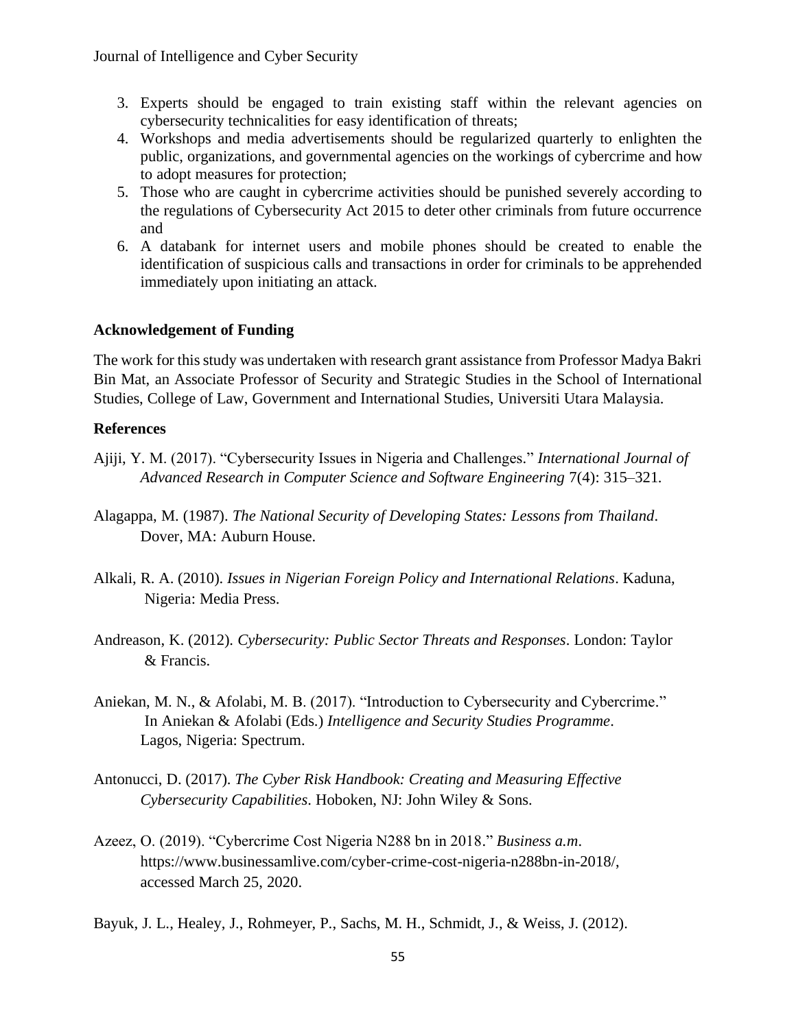3. Experts should be engaged to train existing staff within the relevant agencies on cybersecurity technicalities for easy identification of threats;
4. Workshops and media advertisements should be regularized quarterly to enlighten the public, organizations, and governmental agencies on the workings of cybercrime and how to adopt measures for protection;
5. Those who are caught in cybercrime activities should be punished severely according to the regulations of Cybersecurity Act 2015 to deter other criminals from future occurrence and
6. A databank for internet users and mobile phones should be created to enable the identification of suspicious calls and transactions in order for criminals to be apprehended immediately upon initiating an attack.

**Acknowledgement of Funding**

The work for this study was undertaken with research grant assistance from Professor Madya Bakri Bin Mat, an Associate Professor of Security and Strategic Studies in the School of International Studies, College of Law, Government and International Studies, Universiti Utara Malaysia.

**References**

Ajiji, Y. M. (2017). "Cybersecurity Issues in Nigeria and Challenges." *International Journal of Advanced Research in Computer Science and Software Engineering* 7(4): 315–321.

Alagappa, M. (1987). *The National Security of Developing States: Lessons from Thailand*. Dover, MA: Auburn House.

Alkali, R. A. (2010). *Issues in Nigerian Foreign Policy and International Relations*. Kaduna, Nigeria: Media Press.

Andreason, K. (2012). *Cybersecurity: Public Sector Threats and Responses*. London: Taylor & Francis.

Aniekan, M. N., & Afolabi, M. B. (2017). "Introduction to Cybersecurity and Cybercrime." In Aniekan & Afolabi (Eds.) *Intelligence and Security Studies Programme*. Lagos, Nigeria: Spectrum.

Antonucci, D. (2017). *The Cyber Risk Handbook: Creating and Measuring Effective Cybersecurity Capabilities*. Hoboken, NJ: John Wiley & Sons.

Azeez, O. (2019). "Cybercrime Cost Nigeria N288 bn in 2018." *Business a.m*. https://www.businessamlive.com/cyber-crime-cost-nigeria-n288bn-in-2018/, accessed March 25, 2020.

Bayuk, J. L., Healey, J., Rohmeyer, P., Sachs, M. H., Schmidt, J., & Weiss, J. (2012).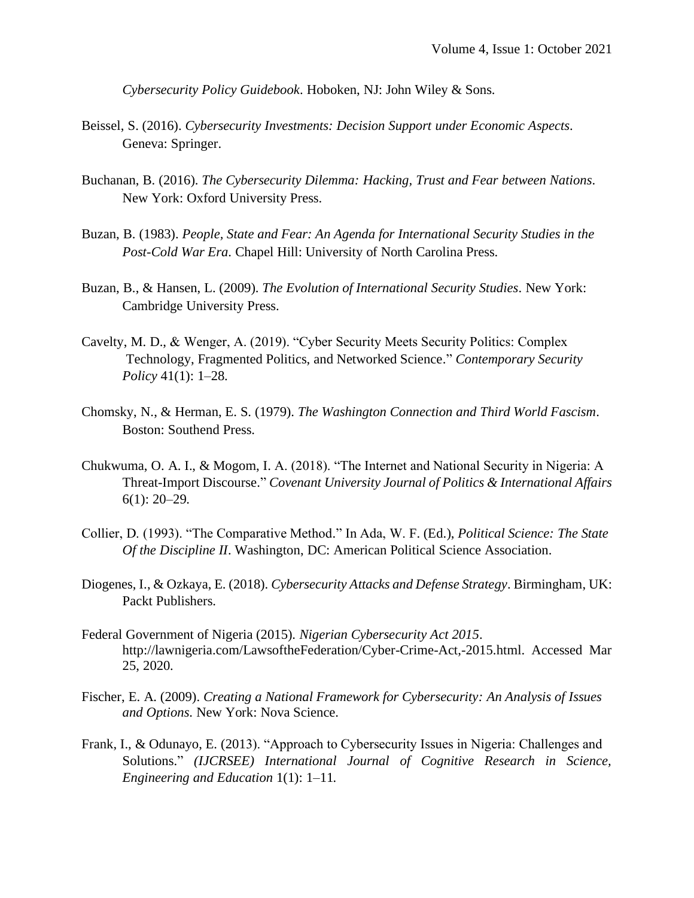*Cybersecurity Policy Guidebook*. Hoboken, NJ: John Wiley & Sons.

Beissel, S. (2016). *Cybersecurity Investments: Decision Support under Economic Aspects*. Geneva: Springer.

Buchanan, B. (2016). *The Cybersecurity Dilemma: Hacking, Trust and Fear between Nations*. New York: Oxford University Press.

Buzan, B. (1983). *People, State and Fear: An Agenda for International Security Studies in the Post-Cold War Era*. Chapel Hill: University of North Carolina Press.

Buzan, B., & Hansen, L. (2009). *The Evolution of International Security Studies*. New York: Cambridge University Press.

Cavelty, M. D., & Wenger, A. (2019). "Cyber Security Meets Security Politics: Complex Technology, Fragmented Politics, and Networked Science." *Contemporary Security Policy* 41(1): 1–28.

Chomsky, N., & Herman, E. S. (1979). *The Washington Connection and Third World Fascism*. Boston: Southend Press.

Chukwuma, O. A. I., & Mogom, I. A. (2018). "The Internet and National Security in Nigeria: A Threat-Import Discourse." *Covenant University Journal of Politics & International Affairs* 6(1): 20–29.

Collier, D. (1993). "The Comparative Method." In Ada, W. F. (Ed.), *Political Science: The State Of the Discipline II*. Washington, DC: American Political Science Association.

Diogenes, I., & Ozkaya, E. (2018). *Cybersecurity Attacks and Defense Strategy*. Birmingham, UK: Packt Publishers.

Federal Government of Nigeria (2015). *Nigerian Cybersecurity Act 2015*. http://lawnigeria.com/LawsoftheFederation/Cyber-Crime-Act,-2015.html. Accessed Mar 25, 2020.

Fischer, E. A. (2009). *Creating a National Framework for Cybersecurity: An Analysis of Issues and Options*. New York: Nova Science.

Frank, I., & Odunayo, E. (2013). "Approach to Cybersecurity Issues in Nigeria: Challenges and Solutions." *(IJCRSEE) International Journal of Cognitive Research in Science, Engineering and Education* 1(1): 1–11.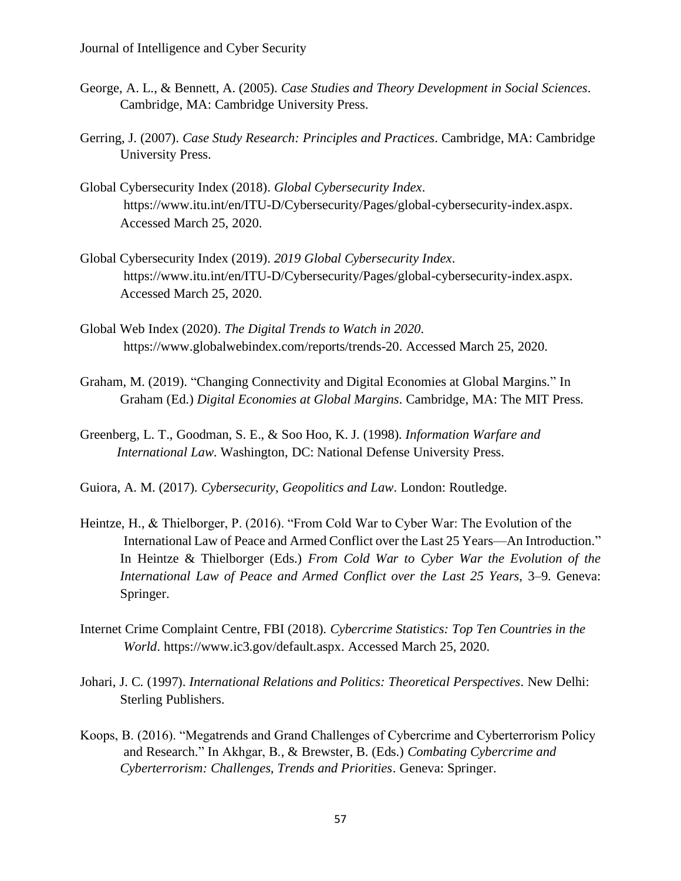George, A. L., & Bennett, A. (2005). *Case Studies and Theory Development in Social Sciences*. Cambridge, MA: Cambridge University Press.

Gerring, J. (2007). *Case Study Research: Principles and Practices*. Cambridge, MA: Cambridge University Press.

Global Cybersecurity Index (2018). *Global Cybersecurity Index*. https://www.itu.int/en/ITU-D/Cybersecurity/Pages/global-cybersecurity-index.aspx. Accessed March 25, 2020.

Global Cybersecurity Index (2019). *2019 Global Cybersecurity Index*. https://www.itu.int/en/ITU-D/Cybersecurity/Pages/global-cybersecurity-index.aspx. Accessed March 25, 2020.

Global Web Index (2020). *The Digital Trends to Watch in 2020*. https://www.globalwebindex.com/reports/trends-20. Accessed March 25, 2020.

Graham, M. (2019). "Changing Connectivity and Digital Economies at Global Margins." In Graham (Ed.) *Digital Economies at Global Margins*. Cambridge, MA: The MIT Press.

Greenberg, L. T., Goodman, S. E., & Soo Hoo, K. J. (1998). *Information Warfare and International Law*. Washington, DC: National Defense University Press.

Guiora, A. M. (2017). *Cybersecurity, Geopolitics and Law*. London: Routledge.

Heintze, H., & Thielborger, P. (2016). "From Cold War to Cyber War: The Evolution of the International Law of Peace and Armed Conflict over the Last 25 Years—An Introduction." In Heintze & Thielborger (Eds.) *From Cold War to Cyber War the Evolution of the International Law of Peace and Armed Conflict over the Last 25 Years*, 3–9. Geneva: Springer.

Internet Crime Complaint Centre, FBI (2018). *Cybercrime Statistics: Top Ten Countries in the World*. https://www.ic3.gov/default.aspx. Accessed March 25, 2020.

Johari, J. C. (1997). *International Relations and Politics: Theoretical Perspectives*. New Delhi: Sterling Publishers.

Koops, B. (2016). "Megatrends and Grand Challenges of Cybercrime and Cyberterrorism Policy and Research." In Akhgar, B., & Brewster, B. (Eds.) *Combating Cybercrime and Cyberterrorism: Challenges, Trends and Priorities*. Geneva: Springer.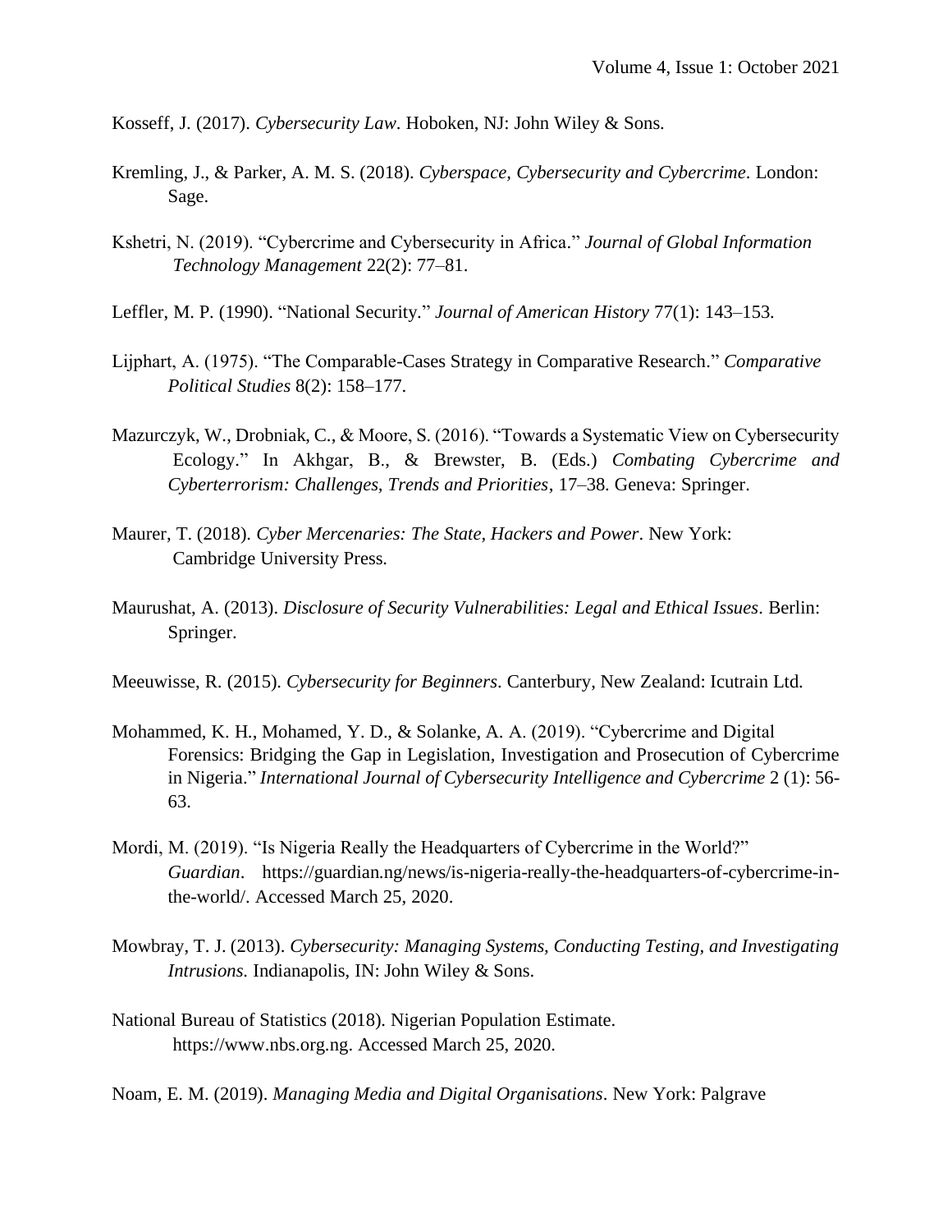Kosseff, J. (2017). *Cybersecurity Law*. Hoboken, NJ: John Wiley & Sons.

Kremling, J., & Parker, A. M. S. (2018). *Cyberspace, Cybersecurity and Cybercrime*. London: Sage.

Kshetri, N. (2019). "Cybercrime and Cybersecurity in Africa." *Journal of Global Information Technology Management* 22(2): 77–81.

Leffler, M. P. (1990). "National Security." *Journal of American History* 77(1): 143–153.

Lijphart, A. (1975). "The Comparable-Cases Strategy in Comparative Research." *Comparative Political Studies* 8(2): 158–177.

Mazurczyk, W., Drobniak, C., & Moore, S. (2016). "Towards a Systematic View on Cybersecurity Ecology." In Akhgar, B., & Brewster, B. (Eds.) *Combating Cybercrime and Cyberterrorism: Challenges, Trends and Priorities*, 17–38. Geneva: Springer.

Maurer, T. (2018). *Cyber Mercenaries: The State, Hackers and Power*. New York: Cambridge University Press.

Maurushat, A. (2013). *Disclosure of Security Vulnerabilities: Legal and Ethical Issues*. Berlin: Springer.

Meeuwisse, R. (2015). *Cybersecurity for Beginners*. Canterbury, New Zealand: Icutrain Ltd.

Mohammed, K. H., Mohamed, Y. D., & Solanke, A. A. (2019). "Cybercrime and Digital Forensics: Bridging the Gap in Legislation, Investigation and Prosecution of Cybercrime in Nigeria." *International Journal of Cybersecurity Intelligence and Cybercrime* 2 (1): 56-63.

Mordi, M. (2019). "Is Nigeria Really the Headquarters of Cybercrime in the World?" *Guardian*. https://guardian.ng/news/is-nigeria-really-the-headquarters-of-cybercrime-in-the-world/. Accessed March 25, 2020.

Mowbray, T. J. (2013). *Cybersecurity: Managing Systems, Conducting Testing, and Investigating Intrusions.* Indianapolis, IN: John Wiley & Sons.

National Bureau of Statistics (2018). Nigerian Population Estimate. https://www.nbs.org.ng. Accessed March 25, 2020.

Noam, E. M. (2019). *Managing Media and Digital Organisations*. New York: Palgrave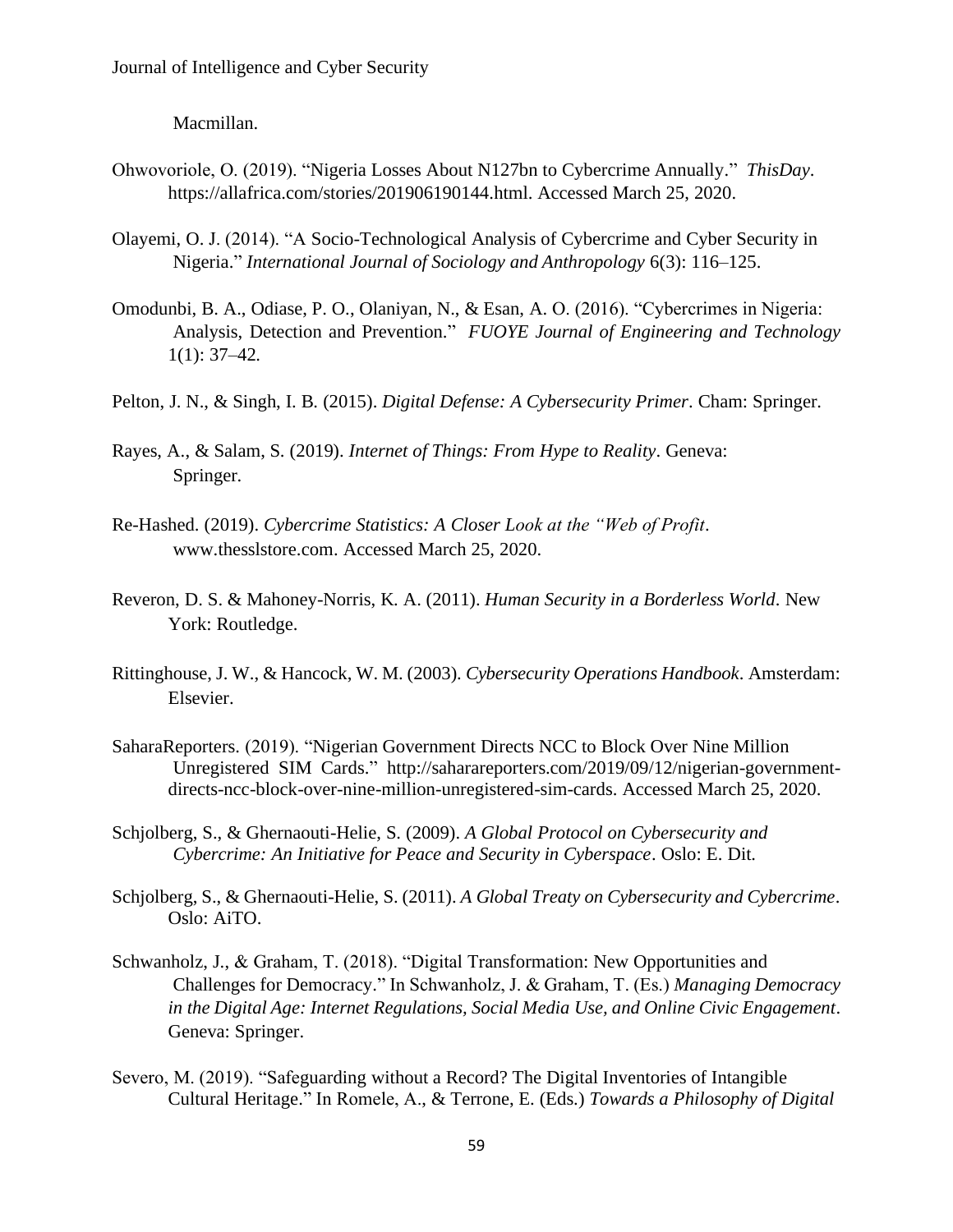Macmillan.

Ohwovoriole, O. (2019). "Nigeria Losses About N127bn to Cybercrime Annually." *ThisDay*. https://allafrica.com/stories/201906190144.html. Accessed March 25, 2020.

Olayemi, O. J. (2014). "A Socio-Technological Analysis of Cybercrime and Cyber Security in Nigeria." *International Journal of Sociology and Anthropology* 6(3): 116–125.

Omodunbi, B. A., Odiase, P. O., Olaniyan, N., & Esan, A. O. (2016). "Cybercrimes in Nigeria: Analysis, Detection and Prevention." *FUOYE Journal of Engineering and Technology* 1(1): 37–42.

Pelton, J. N., & Singh, I. B. (2015). *Digital Defense: A Cybersecurity Primer*. Cham: Springer.

Rayes, A., & Salam, S. (2019). *Internet of Things: From Hype to Reality*. Geneva: Springer.

Re-Hashed. (2019). *Cybercrime Statistics: A Closer Look at the "Web of Profit*. www.thesslstore.com. Accessed March 25, 2020.

Reveron, D. S. & Mahoney-Norris, K. A. (2011). *Human Security in a Borderless World*. New York: Routledge.

Rittinghouse, J. W., & Hancock, W. M. (2003). *Cybersecurity Operations Handbook*. Amsterdam: Elsevier.

SaharaReporters. (2019). "Nigerian Government Directs NCC to Block Over Nine Million Unregistered SIM Cards." http://saharareporters.com/2019/09/12/nigerian-government-directs-ncc-block-over-nine-million-unregistered-sim-cards. Accessed March 25, 2020.

Schjolberg, S., & Ghernaouti-Helie, S. (2009). *A Global Protocol on Cybersecurity and Cybercrime: An Initiative for Peace and Security in Cyberspace*. Oslo: E. Dit.

Schjolberg, S., & Ghernaouti-Helie, S. (2011). *A Global Treaty on Cybersecurity and Cybercrime*. Oslo: AiTO.

Schwanholz, J., & Graham, T. (2018). "Digital Transformation: New Opportunities and Challenges for Democracy." In Schwanholz, J. & Graham, T. (Es.) *Managing Democracy in the Digital Age: Internet Regulations, Social Media Use, and Online Civic Engagement*. Geneva: Springer.

Severo, M. (2019). "Safeguarding without a Record? The Digital Inventories of Intangible Cultural Heritage." In Romele, A., & Terrone, E. (Eds.) *Towards a Philosophy of Digital*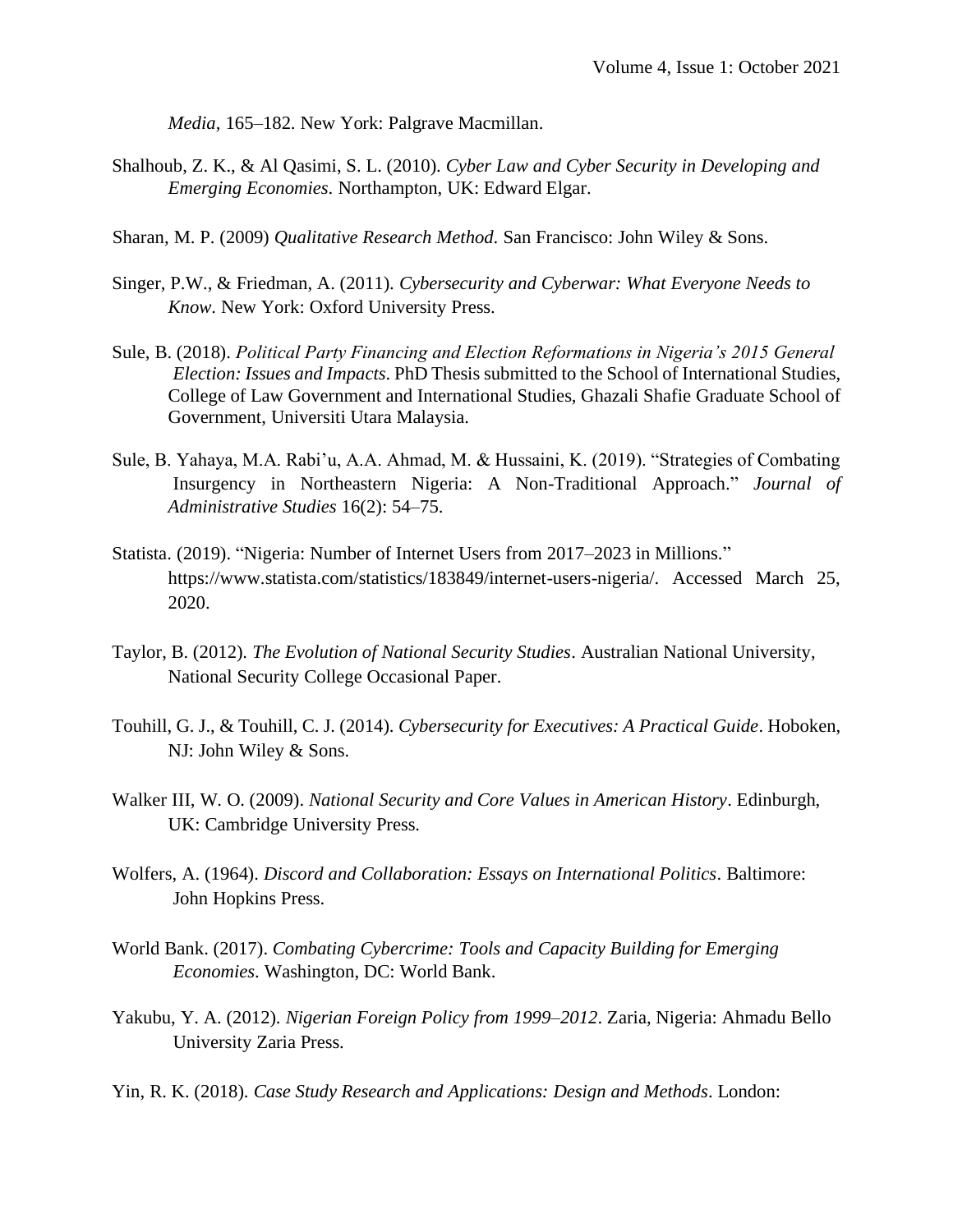*Media*, 165–182. New York: Palgrave Macmillan.

Shalhoub, Z. K., & Al Qasimi, S. L. (2010). *Cyber Law and Cyber Security in Developing and Emerging Economies*. Northampton, UK: Edward Elgar.

Sharan, M. P. (2009) *Qualitative Research Method.* San Francisco: John Wiley & Sons.

Singer, P.W., & Friedman, A. (2011). *Cybersecurity and Cyberwar: What Everyone Needs to Know*. New York: Oxford University Press.

Sule, B. (2018). *Political Party Financing and Election Reformations in Nigeria's 2015 General Election: Issues and Impacts*. PhD Thesis submitted to the School of International Studies, College of Law Government and International Studies, Ghazali Shafie Graduate School of Government, Universiti Utara Malaysia.

Sule, B. Yahaya, M.A. Rabi'u, A.A. Ahmad, M. & Hussaini, K. (2019). "Strategies of Combating Insurgency in Northeastern Nigeria: A Non-Traditional Approach." *Journal of Administrative Studies* 16(2): 54–75.

Statista. (2019). "Nigeria: Number of Internet Users from 2017–2023 in Millions." https://www.statista.com/statistics/183849/internet-users-nigeria/. Accessed March 25, 2020.

Taylor, B. (2012). *The Evolution of National Security Studies*. Australian National University, National Security College Occasional Paper.

Touhill, G. J., & Touhill, C. J. (2014). *Cybersecurity for Executives: A Practical Guide*. Hoboken, NJ: John Wiley & Sons.

Walker III, W. O. (2009). *National Security and Core Values in American History*. Edinburgh, UK: Cambridge University Press.

Wolfers, A. (1964). *Discord and Collaboration: Essays on International Politics*. Baltimore: John Hopkins Press.

World Bank. (2017). *Combating Cybercrime: Tools and Capacity Building for Emerging Economies*. Washington, DC: World Bank.

Yakubu, Y. A. (2012). *Nigerian Foreign Policy from 1999–2012*. Zaria, Nigeria: Ahmadu Bello University Zaria Press.

Yin, R. K. (2018). *Case Study Research and Applications: Design and Methods*. London: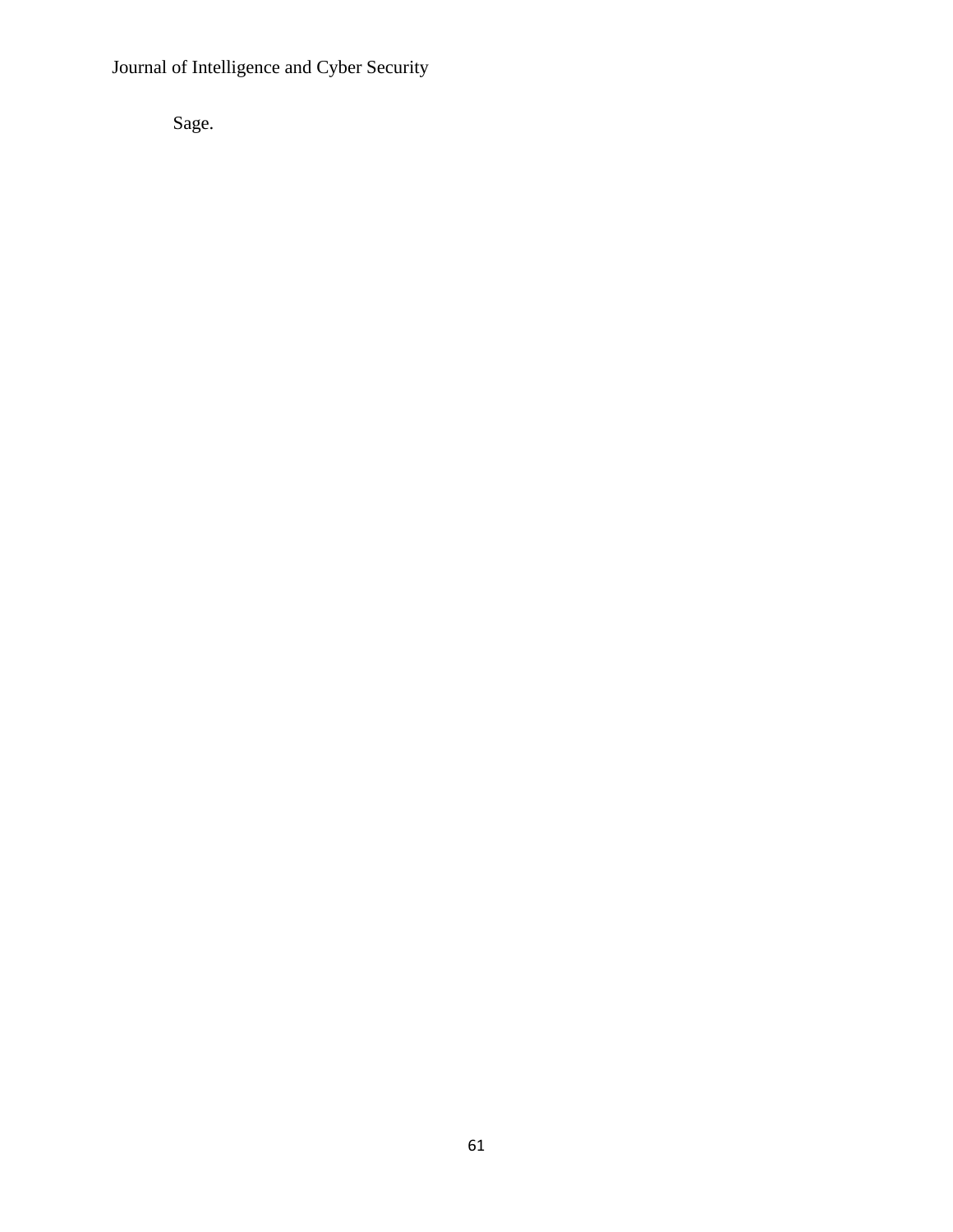Sage.